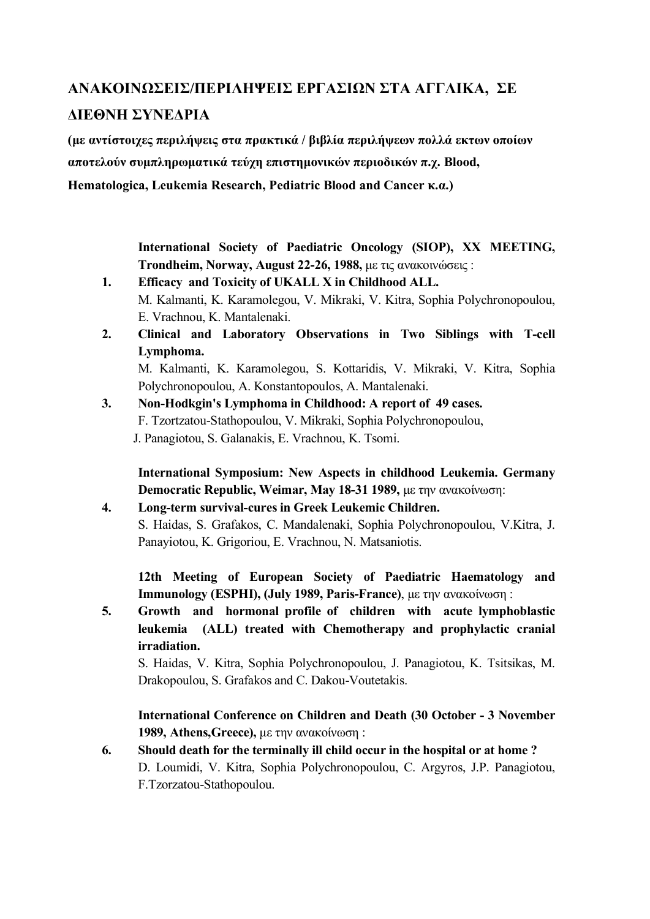## ΑΝΑΚΟΙΝΩΣΕΙΣ/ΠΕΡΙΛΗΨΕΙΣ ΕΡΓΑΣΙΩΝ ΣΤΑ ΑΓΓΛΙΚΑ, ΣΕ ΔΙΕΘΝΗ ΣΥΝΕΔΡΙΑ

**(με αντίστοιχες περιλήψεις στα πρακτικά / βιβλία περιλήψεων πολλά εκτων οποίων αποτελούν συμπληρωματικά τεύχη επιστημονικών περιοδικών π.χ. Blood, Hematologica, Leukemia Research, Pediatric Blood and Cancer κ.α.)**

**International Society of Paediatric Oncology (SIOP), XX MEETING, Trondheim, Norway, August 22-26, 1988,** με τις ανακοινώσεις :

1. **Efficacy and Toxicity of UKALL X in Childhood ALL.**
   M. Kalmanti, K. Karamolegou, V. Mikraki, V. Kitra, Sophia Polychronopoulou, E. Vrachnou, K. Mantalenaki.

2. **Clinical and Laboratory Observations in Two Siblings with T-cell Lymphoma.**
   M. Kalmanti, K. Karamolegou, S. Kottaridis, V. Mikraki, V. Kitra, Sophia Polychronopoulou, A. Konstantopoulos, A. Mantalenaki.

3. **Non-Hodkgin's Lymphoma in Childhood: A report of 49 cases.**
   F. Tzortzatou-Stathopoulou, V. Mikraki, Sophia Polychronopoulou, J. Panagiotou, S. Galanakis, E. Vrachnou, K. Tsomi.

**International Symposium: New Aspects in childhood Leukemia. Germany Democratic Republic, Weimar, May 18-31 1989,** με την ανακοίνωση:

4. **Long-term survival-cures in Greek Leukemic Children.**
   S. Haidas, S. Grafakos, C. Mandalenaki, Sophia Polychronopoulou, V.Kitra, J. Panayiotou, K. Grigoriou, E. Vrachnou, N. Matsaniotis.

**12th Meeting of European Society of Paediatric Haematology and Immunology (ESPHI), (July 1989, Paris-France)**, με την ανακοίνωση :

5. **Growth and hormonal profile of children with acute lymphoblastic leukemia (ALL) treated with Chemotherapy and prophylactic cranial irradiation.**
   S. Haidas, V. Kitra, Sophia Polychronopoulou, J. Panagiotou, K. Tsitsikas, M. Drakopoulou, S. Grafakos and C. Dakou-Voutetakis.

**International Conference on Children and Death (30 October - 3 November 1989, Athens,Greece),** με την ανακοίνωση :

6. **Should death for the terminally ill child occur in the hospital or at home ?**
   D. Loumidi, V. Kitra, Sophia Polychronopoulou, C. Argyros, J.P. Panagiotou, F.Tzorzatou-Stathopoulou.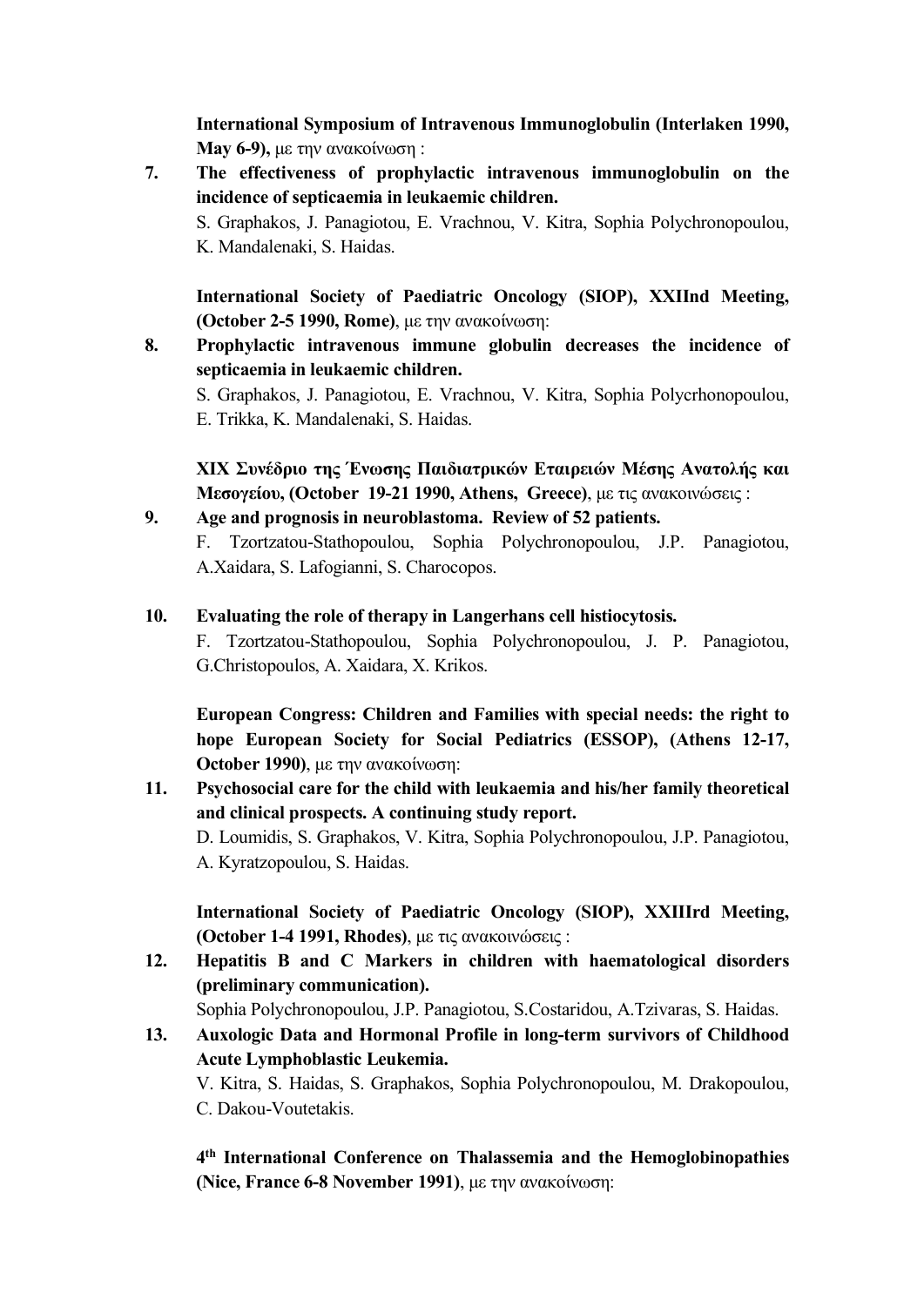**International Symposium of Intravenous Immunoglobulin (Interlaken 1990, May 6-9),** με την ανακοίνωση :

7. **The effectiveness of prophylactic intravenous immunoglobulin on the incidence of septicaemia in leukaemic children.**
   S. Graphakos, J. Panagiotou, E. Vrachnou, V. Kitra, Sophia Polychronopoulou, K. Mandalenaki, S. Haidas.

**International Society of Paediatric Oncology (SIOP), XXIInd Meeting, (October 2-5 1990, Rome)**, με την ανακοίνωση:

8. **Prophylactic intravenous immune globulin decreases the incidence of septicaemia in leukaemic children.**
   S. Graphakos, J. Panagiotou, E. Vrachnou, V. Kitra, Sophia Polycrhonopoulou, E. Trikka, K. Mandalenaki, S. Haidas.

**XIX Συνέδριο της Ένωσης Παιδιατρικών Εταιρειών Μέσης Ανατολής και Μεσογείου, (October 19-21 1990, Athens, Greece)**, με τις ανακοινώσεις :

9. **Age and prognosis in neuroblastoma. Review of 52 patients.**
   F. Tzortzatou-Stathopoulou, Sophia Polychronopoulou, J.P. Panagiotou, A.Xaidara, S. Lafogianni, S. Charocopos.

10. **Evaluating the role of therapy in Langerhans cell histiocytosis.**
    F. Tzortzatou-Stathopoulou, Sophia Polychronopoulou, J. P. Panagiotou, G.Christopoulos, A. Xaidara, X. Krikos.

**European Congress: Children and Families with special needs: the right to hope European Society for Social Pediatrics (ESSOP), (Athens 12-17, October 1990)**, με την ανακοίνωση:

11. **Psychosocial care for the child with leukaemia and his/her family theoretical and clinical prospects. A continuing study report.**
    D. Loumidis, S. Graphakos, V. Kitra, Sophia Polychronopoulou, J.P. Panagiotou, A. Kyratzopoulou, S. Haidas.

**International Society of Paediatric Oncology (SIOP), XXIIIrd Meeting, (October 1-4 1991, Rhodes)**, με τις ανακοινώσεις :

12. **Hepatitis B and C Markers in children with haematological disorders (preliminary communication).**
    Sophia Polychronopoulou, J.P. Panagiotou, S.Costaridou, A.Tzivaras, S. Haidas.

13. **Auxologic Data and Hormonal Profile in long-term survivors of Childhood Acute Lymphoblastic Leukemia.**
    V. Kitra, S. Haidas, S. Graphakos, Sophia Polychronopoulou, M. Drakopoulou, C. Dakou-Voutetakis.

**4th International Conference on Thalassemia and the Hemoglobinopathies (Nice, France 6-8 November 1991)**, με την ανακοίνωση: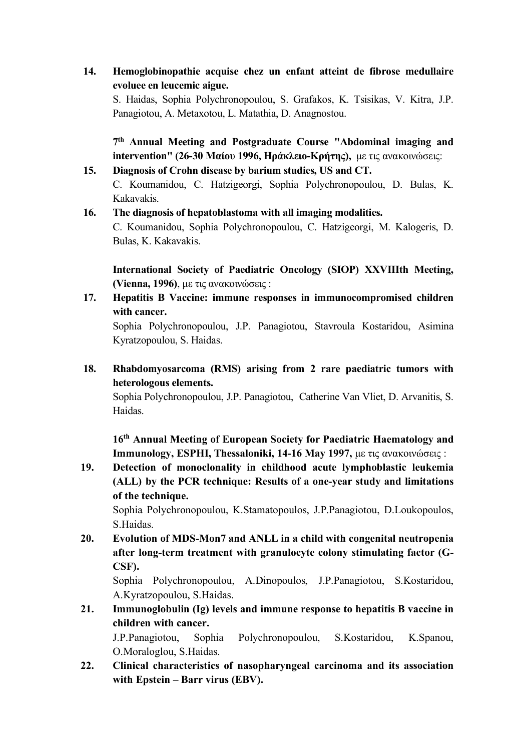14. **Hemoglobinopathie acquise chez un enfant atteint de fibrose medullaire evoluee en leucemic aigue.**
S. Haidas, Sophia Polychronopoulou, S. Grafakos, K. Tsisikas, V. Kitra, J.P. Panagiotou, A. Metaxotou, L. Matathia, D. Anagnostou.

**7th Annual Meeting and Postgraduate Course "Abdominal imaging and intervention" (26-30 Μαΐου 1996, Ηράκλειο-Κρήτης),** με τις ανακοινώσεις:

15. **Diagnosis of Crohn disease by barium studies, US and CT.**
C. Koumanidou, C. Hatzigeorgi, Sophia Polychronopoulou, D. Bulas, K. Kakavakis.
16. **The diagnosis of hepatoblastoma with all imaging modalities.**
C. Koumanidou, Sophia Polychronopoulou, C. Hatzigeorgi, M. Kalogeris, D. Bulas, K. Kakavakis.

**International Society of Paediatric Oncology (SIOP) XXVIIIth Meeting, (Vienna, 1996)**, με τις ανακοινώσεις :

17. **Hepatitis B Vaccine: immune responses in immunocompromised children with cancer.**
Sophia Polychronopoulou, J.P. Panagiotou, Stavroula Kostaridou, Asimina Kyratzopoulou, S. Haidas.

18. **Rhabdomyosarcoma (RMS) arising from 2 rare paediatric tumors with heterologous elements.**
Sophia Polychronopoulou, J.P. Panagiotou, Catherine Van Vliet, D. Arvanitis, S. Haidas.

**16th Annual Meeting of European Society for Paediatric Haematology and Immunology, ESPHI, Thessaloniki, 14-16 May 1997,** με τις ανακοινώσεις :

19. **Detection of monoclonality in childhood acute lymphoblastic leukemia (ALL) by the PCR technique: Results of a one-year study and limitations of the technique.**
Sophia Polychronopoulou, K.Stamatopoulos, J.P.Panagiotou, D.Loukopoulos, S.Haidas.
20. **Evolution of MDS-Mon7 and ANLL in a child with congenital neutropenia after long-term treatment with granulocyte colony stimulating factor (G-CSF).**
Sophia Polychronopoulou, A.Dinopoulos, J.P.Panagiotou, S.Kostaridou, A.Kyratzopoulou, S.Haidas.
21. **Immunoglobulin (Ig) levels and immune response to hepatitis B vaccine in children with cancer.**
J.P.Panagiotou, Sophia Polychronopoulou, S.Kostaridou, K.Spanou, O.Moraloglou, S.Haidas.
22. **Clinical characteristics of nasopharyngeal carcinoma and its association with Epstein – Barr virus (EBV).**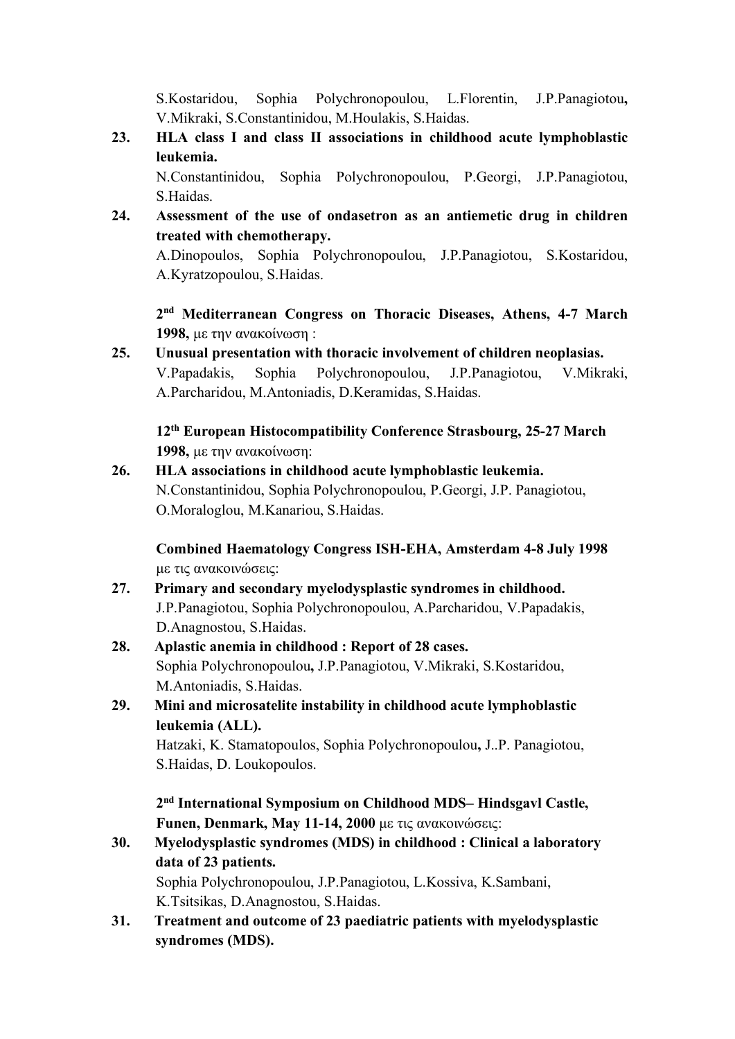S.Kostaridou, Sophia Polychronopoulou, L.Florentin, J.P.Panagiotou**,** V.Mikraki, S.Constantinidou, M.Houlakis, S.Haidas.

**23.** **HLA class I and class II associations in childhood acute lymphoblastic leukemia.**
N.Constantinidou, Sophia Polychronopoulou, P.Georgi, J.P.Panagiotou, S.Haidas.

**24.** **Assessment of the use of ondasetron as an antiemetic drug in children treated with chemotherapy.**
A.Dinopoulos, Sophia Polychronopoulou, J.P.Panagiotou, S.Kostaridou, A.Kyratzopoulou, S.Haidas.

**2nd Mediterranean Congress on Thoracic Diseases, Athens, 4-7 March 1998,** με την ανακοίνωση :

**25.** **Unusual presentation with thoracic involvement of children neoplasias.**
V.Papadakis, Sophia Polychronopoulou, J.P.Panagiotou, V.Mikraki, A.Parcharidou, M.Antoniadis, D.Keramidas, S.Haidas.

**12th European Histocompatibility Conference Strasbourg, 25-27 March 1998,** με την ανακοίνωση:

**26.** **HLA associations in childhood acute lymphoblastic leukemia.**
N.Constantinidou, Sophia Polychronopoulou, P.Georgi, J.P. Panagiotou, O.Moraloglou, M.Kanariou, S.Haidas.

**Combined Haematology Congress ISH-EHA, Amsterdam 4-8 July 1998** με τις ανακοινώσεις:

**27.** **Primary and secondary myelodysplastic syndromes in childhood.**
J.P.Panagiotou, Sophia Polychronopoulou, A.Parcharidou, V.Papadakis, D.Anagnostou, S.Haidas.

**28.** **Aplastic anemia in childhood : Report of 28 cases.**
Sophia Polychronopoulou**,** J.P.Panagiotou, V.Mikraki, S.Kostaridou, M.Antoniadis, S.Haidas.

**29.** **Mini and microsatelite instability in childhood acute lymphoblastic leukemia (ALL).**
Hatzaki, K. Stamatopoulos, Sophia Polychronopoulou**,** J..P. Panagiotou, S.Haidas, D. Loukopoulos.

**2nd International Symposium on Childhood MDS– Hindsgavl Castle, Funen, Denmark, May 11-14, 2000** με τις ανακοινώσεις:

**30.** **Myelodysplastic syndromes (MDS) in childhood : Clinical a laboratory data of 23 patients.**
Sophia Polychronopoulou, J.P.Panagiotou, L.Kossiva, K.Sambani, K.Tsitsikas, D.Anagnostou, S.Haidas.

**31.** **Treatment and outcome of 23 paediatric patients with myelodysplastic syndromes (MDS).**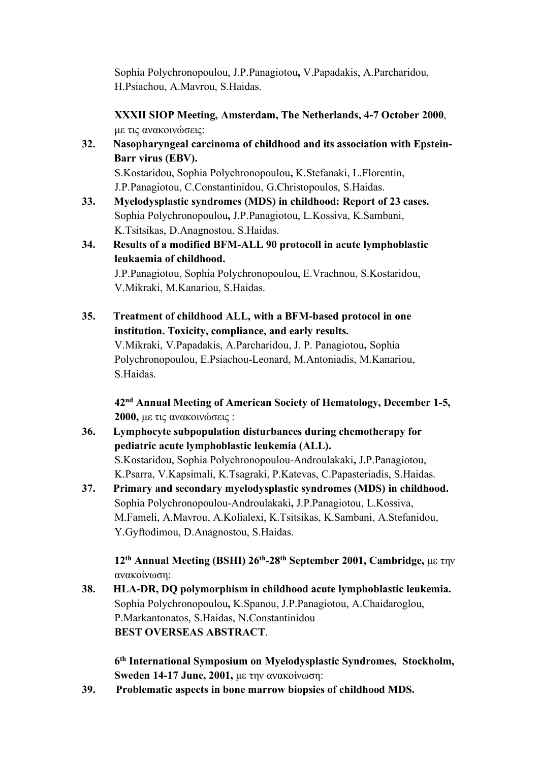Sophia Polychronopoulou, J.P.Panagiotou**,** V.Papadakis, A.Parcharidou, H.Psiachou, A.Mavrou, S.Haidas.

**XXXII SIOP Meeting, Amsterdam, The Netherlands, 4-7 October 2000**, με τις ανακοινώσεις:

**32. Nasopharyngeal carcinoma of childhood and its association with Epstein-Barr virus (EBV).**
S.Kostaridou, Sophia Polychronopoulou**,** K.Stefanaki, L.Florentin, J.P.Panagiotou, C.Constantinidou, G.Christopoulos, S.Haidas.

**33. Myelodysplastic syndromes (MDS) in childhood: Report of 23 cases.**
Sophia Polychronopoulou**,** J.P.Panagiotou, L.Kossiva, K.Sambani, K.Tsitsikas, D.Anagnostou, S.Haidas.

**34. Results of a modified BFM-ALL 90 protocoll in acute lymphoblastic leukaemia of childhood.**
J.P.Panagiotou, Sophia Polychronopoulou, E.Vrachnou, S.Kostaridou, V.Mikraki, M.Kanariou, S.Haidas.

**35. Treatment of childhood ALL, with a BFM-based protocol in one institution. Toxicity, compliance, and early results.**
V.Mikraki, V.Papadakis, A.Parcharidou, J. P. Panagiotou**,** Sophia Polychronopoulou, E.Psiachou-Leonard, M.Antoniadis, M.Kanariou, S.Haidas.

**42nd Annual Meeting of American Society of Hematology, December 1-5, 2000,** με τις ανακοινώσεις :

**36. Lymphocyte subpopulation disturbances during chemotherapy for pediatric acute lymphoblastic leukemia (ALL).**
S.Kostaridou, Sophia Polychronopoulou-Androulakaki**,** J.P.Panagiotou, K.Psarra, V.Kapsimali, K.Tsagraki, P.Katevas, C.Papasteriadis, S.Haidas.

**37. Primary and secondary myelodysplastic syndromes (MDS) in childhood.**
Sophia Polychronopoulou-Androulakaki**,** J.P.Panagiotou, L.Kossiva, M.Fameli, A.Mavrou, A.Kolialexi, K.Tsitsikas, K.Sambani, A.Stefanidou, Y.Gyftodimou, D.Anagnostou, S.Haidas.

**12th Annual Meeting (BSHI) 26th-28th September 2001, Cambridge,** με την ανακοίνωση:

**38. HLA-DR, DQ polymorphism in childhood acute lymphoblastic leukemia.**
Sophia Polychronopoulou**,** K.Spanou, J.P.Panagiotou, A.Chaidaroglou, P.Markantonatos, S.Haidas, N.Constantinidou
**BEST OVERSEAS ABSTRACT**.

**6th International Symposium on Myelodysplastic Syndromes, Stockholm, Sweden 14-17 June, 2001,** με την ανακοίνωση:

**39. Problematic aspects in bone marrow biopsies of childhood MDS.**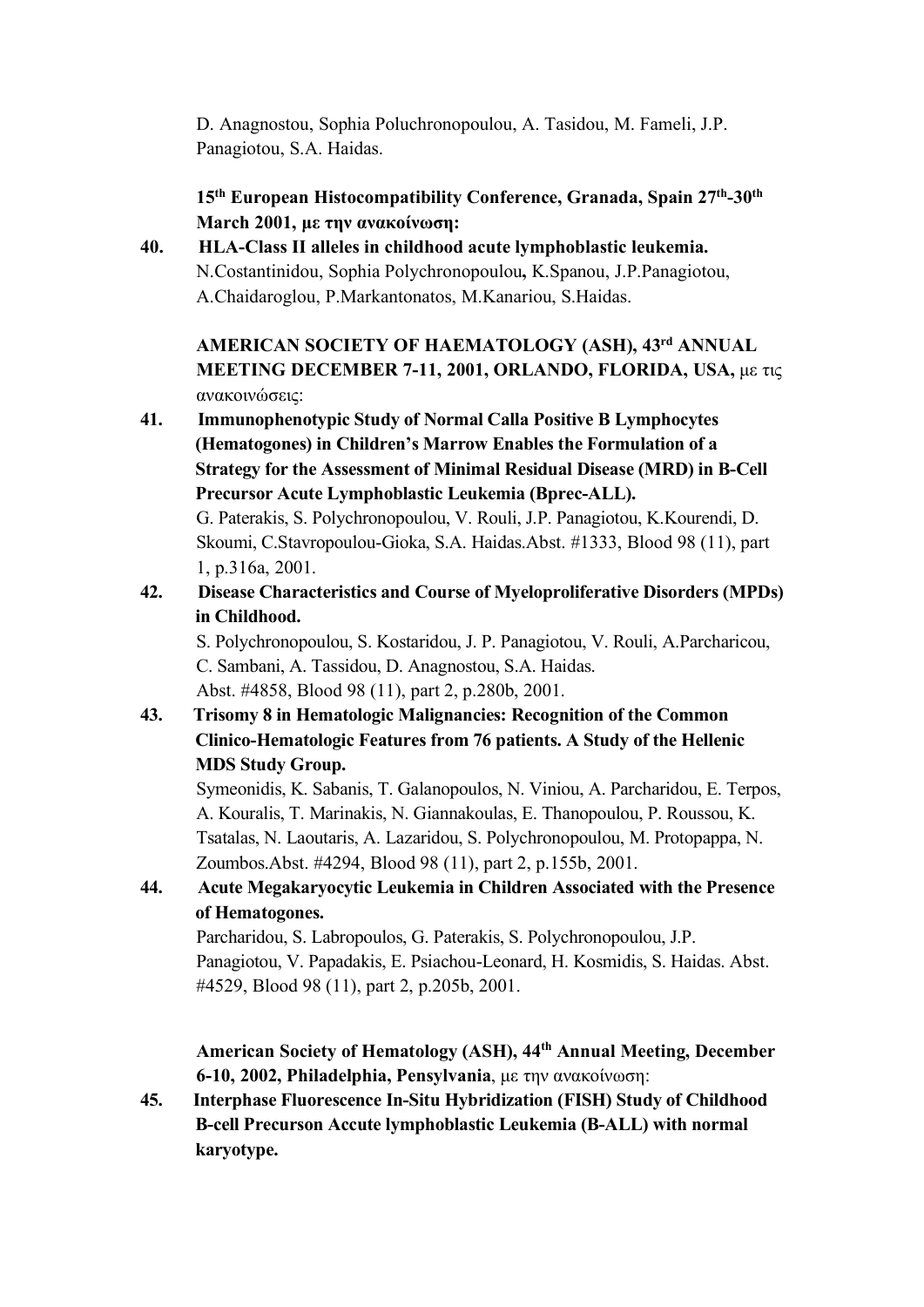D. Anagnostou, Sophia Poluchronopoulou, A. Tasidou, M. Fameli, J.P. Panagiotou, S.A. Haidas.

**15th European Histocompatibility Conference, Granada, Spain 27th-30th March 2001, με την ανακοίνωση:**

**40.** **HLA-Class II alleles in childhood acute lymphoblastic leukemia.**
N.Costantinidou, Sophia Polychronopoulou**,** K.Spanou, J.P.Panagiotou, A.Chaidaroglou, P.Markantonatos, M.Kanariou, S.Haidas.

**AMERICAN SOCIETY OF HAEMATOLOGY (ASH), 43rd ANNUAL MEETING DECEMBER 7-11, 2001, ORLANDO, FLORIDA, USA,** με τις ανακοινώσεις:

**41.** **Immunophenotypic Study of Normal Calla Positive B Lymphocytes (Hematogones) in Children's Marrow Enables the Formulation of a Strategy for the Assessment of Minimal Residual Disease (MRD) in B-Cell Precursor Acute Lymphoblastic Leukemia (Bprec-ALL).**
G. Paterakis, S. Polychronopoulou, V. Rouli, J.P. Panagiotou, K.Kourendi, D. Skoumi, C.Stavropoulou-Gioka, S.A. Haidas.Abst. #1333, Blood 98 (11), part 1, p.316a, 2001.

**42.** **Disease Characteristics and Course of Myeloproliferative Disorders (MPDs) in Childhood.**
S. Polychronopoulou, S. Kostaridou, J. P. Panagiotou, V. Rouli, A.Parcharicou, C. Sambani, A. Tassidou, D. Anagnostou, S.A. Haidas.
Abst. #4858, Blood 98 (11), part 2, p.280b, 2001.

**43.** **Trisomy 8 in Hematologic Malignancies: Recognition of the Common Clinico-Hematologic Features from 76 patients. A Study of the Hellenic MDS Study Group.**
Symeonidis, K. Sabanis, T. Galanopoulos, N. Viniou, A. Parcharidou, E. Terpos, A. Kouralis, T. Marinakis, N. Giannakoulas, E. Thanopoulou, P. Roussou, K. Tsatalas, N. Laoutaris, A. Lazaridou, S. Polychronopoulou, M. Protopappa, N. Zoumbos.Abst. #4294, Blood 98 (11), part 2, p.155b, 2001.

**44.** **Acute Megakaryocytic Leukemia in Children Associated with the Presence of Hematogones.**
Parcharidou, S. Labropoulos, G. Paterakis, S. Polychronopoulou, J.P. Panagiotou, V. Papadakis, E. Psiachou-Leonard, H. Kosmidis, S. Haidas. Abst. #4529, Blood 98 (11), part 2, p.205b, 2001.

**American Society of Hematology (ASH), 44th Annual Meeting, December 6-10, 2002, Philadelphia, Pensylvania**, με την ανακοίνωση:

**45.** **Interphase Fluorescence In-Situ Hybridization (FISH) Study of Childhood B-cell Precurson Accute lymphoblastic Leukemia (B-ALL) with normal karyotype.**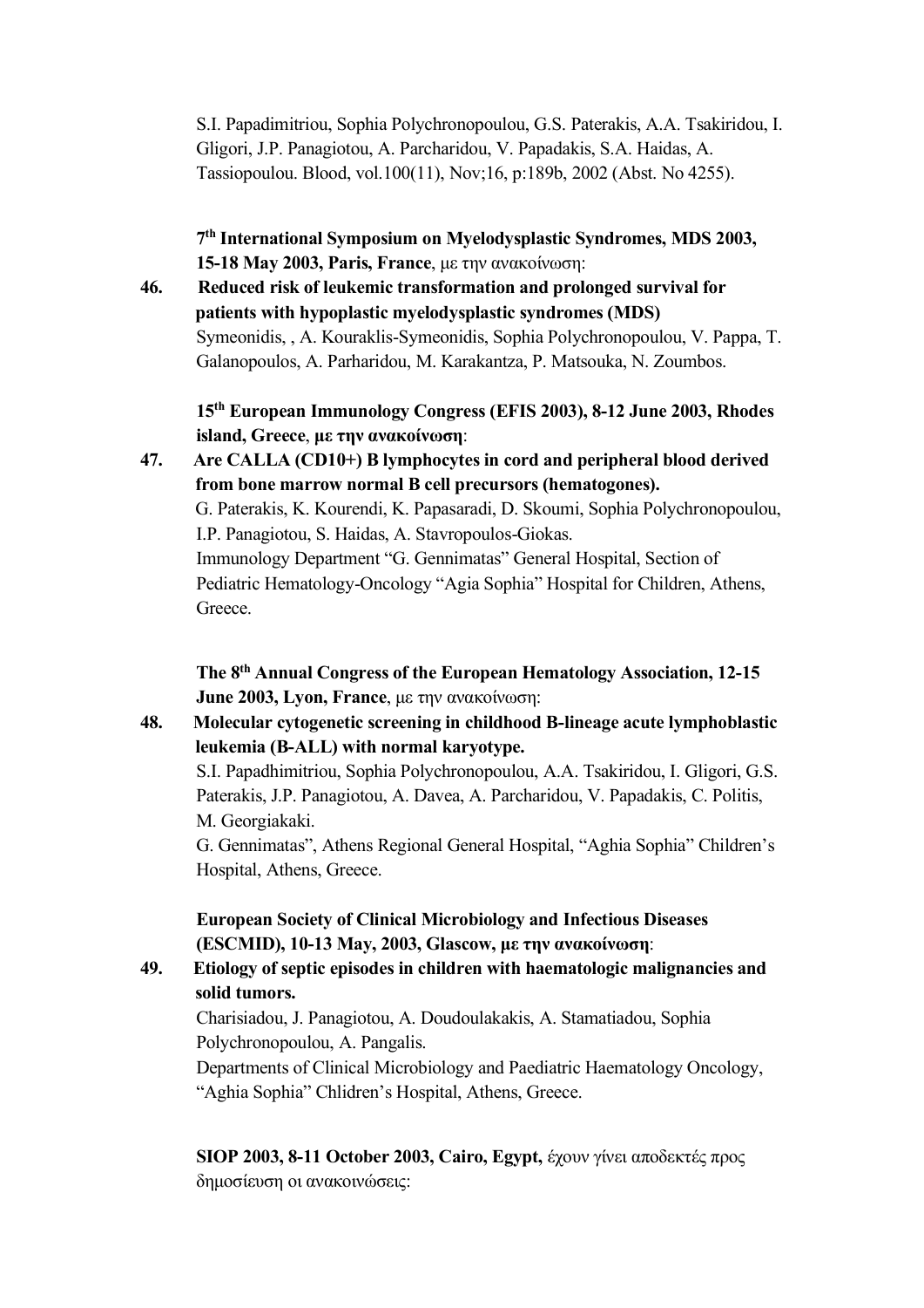S.I. Papadimitriou, Sophia Polychronopoulou, G.S. Paterakis, A.A. Tsakiridou, I. Gligori, J.P. Panagiotou, A. Parcharidou, V. Papadakis, S.A. Haidas, A. Tassiopoulou. Blood, vol.100(11), Nov;16, p:189b, 2002 (Abst. No 4255).

**7th International Symposium on Myelodysplastic Syndromes, MDS 2003, 15-18 May 2003, Paris, France**, με την ανακοίνωση:

46. **Reduced risk of leukemic transformation and prolonged survival for patients with hypoplastic myelodysplastic syndromes (MDS)**
Symeonidis, , A. Kouraklis-Symeonidis, Sophia Polychronopoulou, V. Pappa, T. Galanopoulos, A. Parharidou, M. Karakantza, P. Matsouka, N. Zoumbos.

**15th European Immunology Congress (EFIS 2003), 8-12 June 2003, Rhodes island, Greece**, **με την ανακοίνωση**:

47. **Are CALLA (CD10+) B lymphocytes in cord and peripheral blood derived from bone marrow normal B cell precursors (hematogones).**
G. Paterakis, K. Kourendi, K. Papasaradi, D. Skoumi, Sophia Polychronopoulou, I.P. Panagiotou, S. Haidas, A. Stavropoulos-Giokas.
Immunology Department "G. Gennimatas" General Hospital, Section of Pediatric Hematology-Oncology "Agia Sophia" Hospital for Children, Athens, Greece.

**The 8th Annual Congress of the European Hematology Association, 12-15 June 2003, Lyon, France**, με την ανακοίνωση:

48. **Molecular cytogenetic screening in childhood B-lineage acute lymphoblastic leukemia (B-ALL) with normal karyotype.**
S.I. Papadhimitriou, Sophia Polychronopoulou, A.A. Tsakiridou, I. Gligori, G.S. Paterakis, J.P. Panagiotou, A. Davea, A. Parcharidou, V. Papadakis, C. Politis, M. Georgiakaki.
G. Gennimatas", Athens Regional General Hospital, "Aghia Sophia" Children's Hospital, Athens, Greece.

**European Society of Clinical Microbiology and Infectious Diseases (ESCMID), 10-13 May, 2003, Glascow, με την ανακοίνωση**:

49. **Etiology of septic episodes in children with haematologic malignancies and solid tumors.**
Charisiadou, J. Panagiotou, A. Doudoulakakis, A. Stamatiadou, Sophia Polychronopoulou, A. Pangalis.
Departments of Clinical Microbiology and Paediatric Haematology Oncology, "Aghia Sophia" Chlidren's Hospital, Athens, Greece.

**SIOP 2003, 8-11 October 2003, Cairo, Egypt,** έχουν γίνει αποδεκτές προς δημοσίευση οι ανακοινώσεις: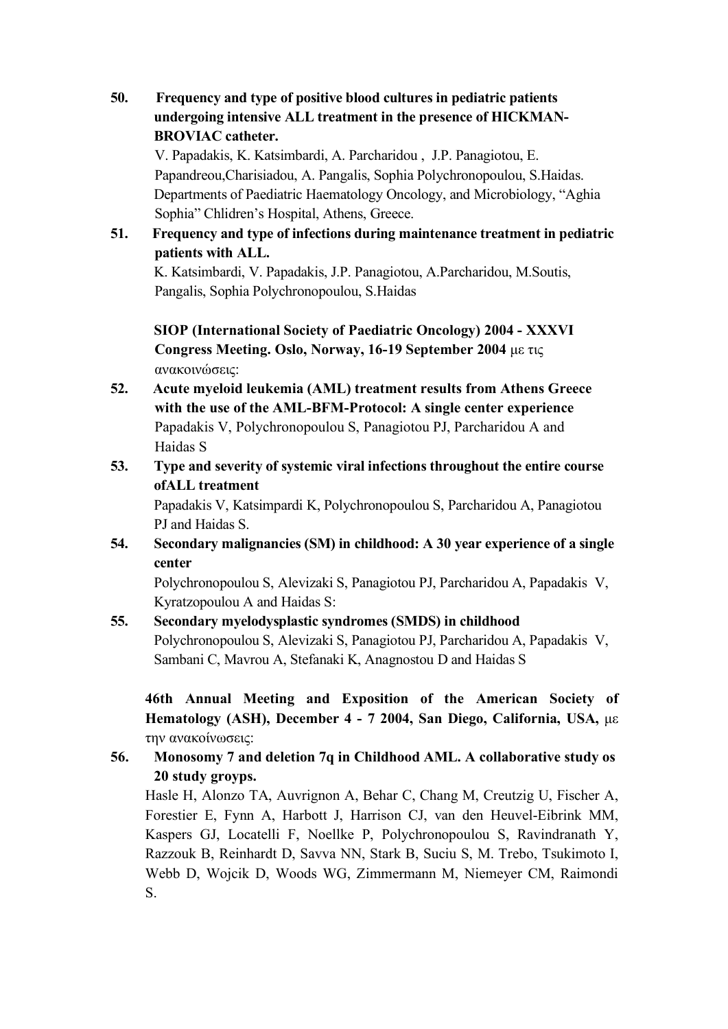50. **Frequency and type of positive blood cultures in pediatric patients undergoing intensive ALL treatment in the presence of HICKMAN-BROVIAC catheter.**
    V. Papadakis, K. Katsimbardi, A. Parcharidou , J.P. Panagiotou, E. Papandreou,Charisiadou, A. Pangalis, Sophia Polychronopoulou, S.Haidas. Departments of Paediatric Haematology Oncology, and Microbiology, "Aghia Sophia" Chlidren's Hospital, Athens, Greece.

51. **Frequency and type of infections during maintenance treatment in pediatric patients with ALL.**
    K. Katsimbardi, V. Papadakis, J.P. Panagiotou, A.Parcharidou, M.Soutis, Pangalis, Sophia Polychronopoulou, S.Haidas

**SIOP (International Society of Paediatric Oncology) 2004 - XXXVI Congress Meeting. Oslo, Norway, 16-19 September 2004** με τις ανακοινώσεις:

52. **Acute myeloid leukemia (AML) treatment results from Athens Greece with the use of the AML-BFM-Protocol: A single center experience**
    Papadakis V, Polychronopoulou S, Panagiotou PJ, Parcharidou A and Haidas S

53. **Type and severity of systemic viral infections throughout the entire course ofALL treatment**
    Papadakis V, Katsimpardi K, Polychronopoulou S, Parcharidou A, Panagiotou PJ and Haidas S.

54. **Secondary malignancies (SM) in childhood: A 30 year experience of a single center**
    Polychronopoulou S, Alevizaki S, Panagiotou PJ, Parcharidou A, Papadakis V, Kyratzopoulou A and Haidas S:

55. **Secondary myelodysplastic syndromes (SMDS) in childhood**
    Polychronopoulou S, Alevizaki S, Panagiotou PJ, Parcharidou A, Papadakis V, Sambani C, Mavrou A, Stefanaki K, Anagnostou D and Haidas S

**46th Annual Meeting and Exposition of the American Society of Hematology (ASH), December 4 - 7 2004, San Diego, California, USA,** με την ανακοίνωσεις:

56. **Monosomy 7 and deletion 7q in Childhood AML. A collaborative study os 20 study groyps.**
    Hasle H, Alonzo TA, Auvrignon A, Behar C, Chang M, Creutzig U, Fischer A, Forestier E, Fynn A, Harbott J, Harrison CJ, van den Heuvel-Eibrink MM, Kaspers GJ, Locatelli F, Noellke P, Polychronopoulou S, Ravindranath Y, Razzouk B, Reinhardt D, Savva NN, Stark B, Suciu S, M. Trebo, Tsukimoto I, Webb D, Wojcik D, Woods WG, Zimmermann M, Niemeyer CM, Raimondi S.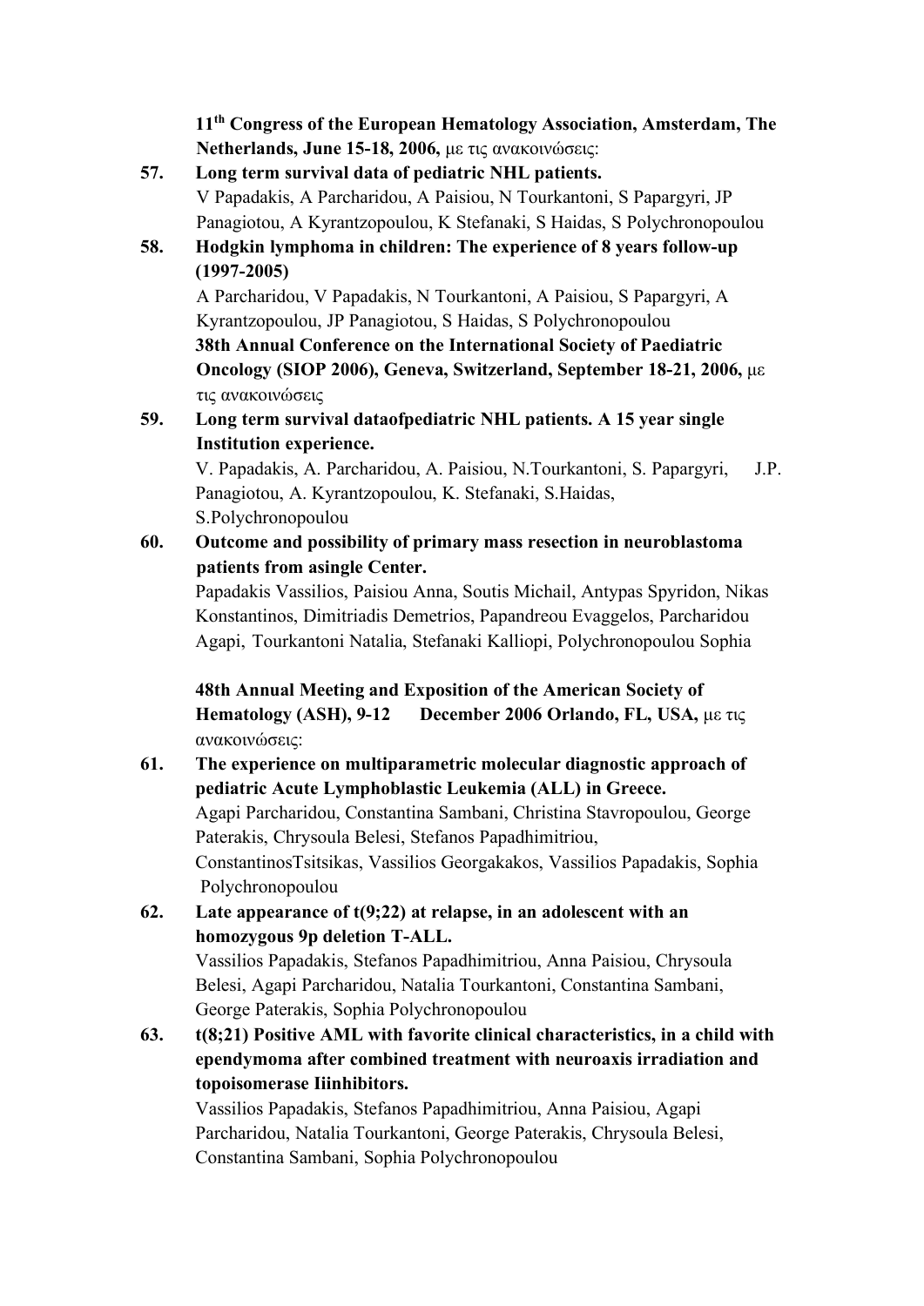**11th Congress of the European Hematology Association, Amsterdam, The Netherlands, June 15-18, 2006,** με τις ανακοινώσεις:

**57. Long term survival data of pediatric NHL patients.**
V Papadakis, A Parcharidou, A Paisiou, N Tourkantoni, S Papargyri, JP Panagiotou, A Kyrantzopoulou, K Stefanaki, S Haidas, S Polychronopoulou

**58. Hodgkin lymphoma in children: The experience of 8 years follow-up (1997-2005)**
A Parcharidou, V Papadakis, N Tourkantoni, A Paisiou, S Papargyri, A Kyrantzopoulou, JP Panagiotou, S Haidas, S Polychronopoulou

**38th Annual Conference on the International Society of Paediatric Oncology (SIOP 2006), Geneva, Switzerland, September 18-21, 2006,** με τις ανακοινώσεις

**59. Long term survival dataofpediatric NHL patients. A 15 year single Institution experience.**
V. Papadakis, A. Parcharidou, A. Paisiou, N.Tourkantoni, S. Papargyri, J.P. Panagiotou, A. Kyrantzopoulou, K. Stefanaki, S.Haidas, S.Polychronopoulou

**60. Outcome and possibility of primary mass resection in neuroblastoma patients from asingle Center.**
Papadakis Vassilios, Paisiou Anna, Soutis Michail, Antypas Spyridon, Nikas Konstantinos, Dimitriadis Demetrios, Papandreou Evaggelos, Parcharidou Agapi, Tourkantoni Natalia, Stefanaki Kalliopi, Polychronopoulou Sophia

**48th Annual Meeting and Exposition of the American Society of Hematology (ASH), 9-12 December 2006 Orlando, FL, USA,** με τις ανακοινώσεις:

**61. The experience on multiparametric molecular diagnostic approach of pediatric Acute Lymphoblastic Leukemia (ALL) in Greece.**
Agapi Parcharidou, Constantina Sambani, Christina Stavropoulou, George Paterakis, Chrysoula Belesi, Stefanos Papadhimitriou, ConstantinosTsitsikas, Vassilios Georgakakos, Vassilios Papadakis, Sophia Polychronopoulou

**62. Late appearance of t(9;22) at relapse, in an adolescent with an homozygous 9p deletion T-ALL.**
Vassilios Papadakis, Stefanos Papadhimitriou, Anna Paisiou, Chrysoula Belesi, Agapi Parcharidou, Natalia Tourkantoni, Constantina Sambani, George Paterakis, Sophia Polychronopoulou

**63. t(8;21) Positive AML with favorite clinical characteristics, in a child with ependymoma after combined treatment with neuroaxis irradiation and topoisomerase Iiinhibitors.**
Vassilios Papadakis, Stefanos Papadhimitriou, Anna Paisiou, Agapi Parcharidou, Natalia Tourkantoni, George Paterakis, Chrysoula Belesi, Constantina Sambani, Sophia Polychronopoulou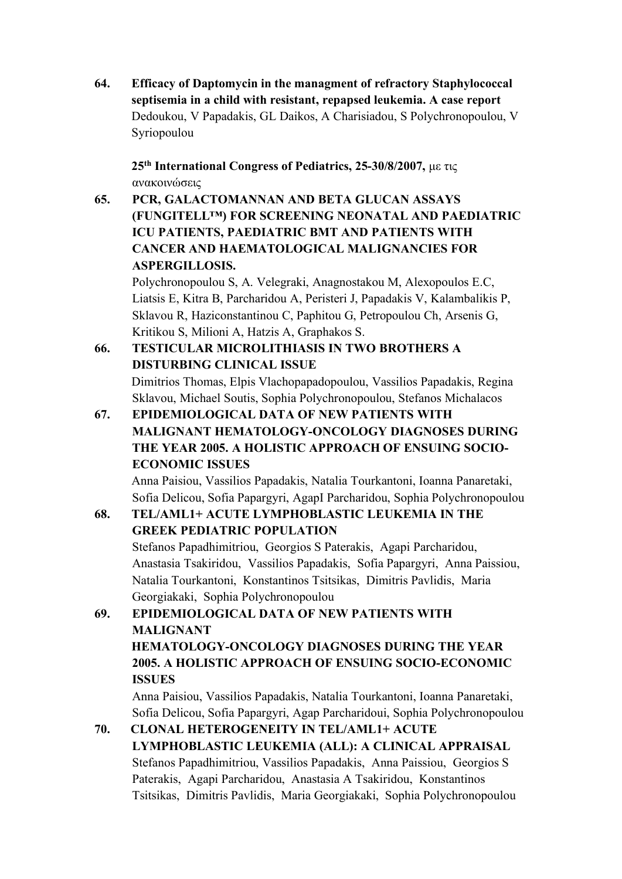**64. Efficacy of Daptomycin in the managment of refractory Staphylococcal septisemia in a child with resistant, repapsed leukemia. A case report**
Dedoukou, V Papadakis, GL Daikos, A Charisiadou, S Polychronopoulou, V Syriopoulou

**25th International Congress of Pediatrics, 25-30/8/2007,** με τις ανακοινώσεις

**65. PCR, GALACTOMANNAN AND BETA GLUCAN ASSAYS (FUNGITELL™) FOR SCREENING NEONATAL AND PAEDIATRIC ICU PATIENTS, PAEDIATRIC BMT AND PATIENTS WITH CANCER AND HAEMATOLOGICAL MALIGNANCIES FOR ASPERGILLOSIS.**
Polychronopoulou S, A. Velegraki, Anagnostakou M, Alexopoulos E.C, Liatsis E, Kitra B, Parcharidou A, Peristeri J, Papadakis V, Kalambalikis P, Sklavou R, Haziconstantinou C, Paphitou G, Petropoulou Ch, Arsenis G, Kritikou S, Milioni A, Hatzis A, Graphakos S.

**66. TESTICULAR MICROLITHIASIS IN TWO BROTHERS A DISTURBING CLINICAL ISSUE**
Dimitrios Thomas, Elpis Vlachopapadopoulou, Vassilios Papadakis, Regina Sklavou, Michael Soutis, Sophia Polychronopoulou, Stefanos Michalacos

**67. EPIDEMIOLOGICAL DATA OF NEW PATIENTS WITH MALIGNANT HEMATOLOGY-ONCOLOGY DIAGNOSES DURING THE YEAR 2005. A HOLISTIC APPROACH OF ENSUING SOCIO-ECONOMIC ISSUES**
Anna Paisiou, Vassilios Papadakis, Natalia Tourkantoni, Ioanna Panaretaki, Sofia Delicou, Sofia Papargyri, AgapI Parcharidou, Sophia Polychronopoulou

**68. TEL/AML1+ ACUTE LYMPHOBLASTIC LEUKEMIA IN THE GREEK PEDIATRIC POPULATION**
Stefanos Papadhimitriou, Georgios S Paterakis, Agapi Parcharidou, Anastasia Tsakiridou, Vassilios Papadakis, Sofia Papargyri, Anna Paissiou, Natalia Tourkantoni, Konstantinos Tsitsikas, Dimitris Pavlidis, Maria Georgiakaki, Sophia Polychronopoulou

**69. EPIDEMIOLOGICAL DATA OF NEW PATIENTS WITH MALIGNANT HEMATOLOGY-ONCOLOGY DIAGNOSES DURING THE YEAR 2005. A HOLISTIC APPROACH OF ENSUING SOCIO-ECONOMIC ISSUES**
Anna Paisiou, Vassilios Papadakis, Natalia Tourkantoni, Ioanna Panaretaki, Sofia Delicou, Sofia Papargyri, Agap Parcharidoui, Sophia Polychronopoulou

**70. CLONAL HETEROGENEITY IN TEL/AML1+ ACUTE LYMPHOBLASTIC LEUKEMIA (ALL): A CLINICAL APPRAISAL**
Stefanos Papadhimitriou, Vassilios Papadakis, Anna Paissiou, Georgios S Paterakis, Agapi Parcharidou, Anastasia A Tsakiridou, Konstantinos Tsitsikas, Dimitris Pavlidis, Maria Georgiakaki, Sophia Polychronopoulou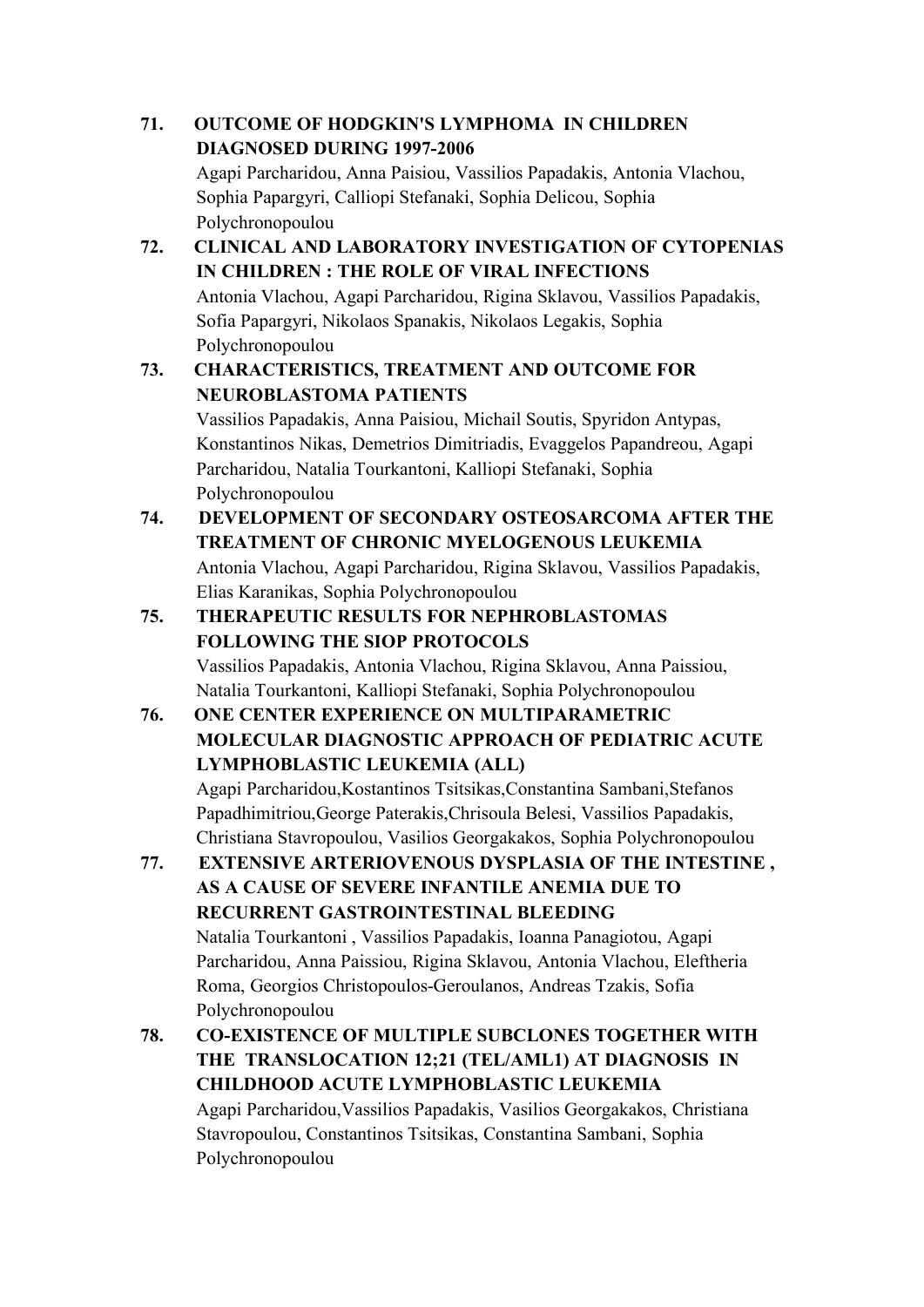**71. OUTCOME OF HODGKIN'S LYMPHOMA IN CHILDREN DIAGNOSED DURING 1997-2006**

Agapi Parcharidou, Anna Paisiou, Vassilios Papadakis, Antonia Vlachou, Sophia Papargyri, Calliopi Stefanaki, Sophia Delicou, Sophia Polychronopoulou

**72. CLINICAL AND LABORATORY INVESTIGATION OF CYTOPENIAS IN CHILDREN : THE ROLE OF VIRAL INFECTIONS**

Antonia Vlachou, Agapi Parcharidou, Rigina Sklavou, Vassilios Papadakis, Sofia Papargyri, Nikolaos Spanakis, Nikolaos Legakis, Sophia Polychronopoulou

**73. CHARACTERISTICS, TREATMENT AND OUTCOME FOR NEUROBLASTOMA PATIENTS**

Vassilios Papadakis, Anna Paisiou, Michail Soutis, Spyridon Antypas, Konstantinos Nikas, Demetrios Dimitriadis, Evaggelos Papandreou, Agapi Parcharidou, Natalia Tourkantoni, Kalliopi Stefanaki, Sophia Polychronopoulou

**74. DEVELOPMENT OF SECONDARY OSTEOSARCOMA AFTER THE TREATMENT OF CHRONIC MYELOGENOUS LEUKEMIA**

Antonia Vlachou, Agapi Parcharidou, Rigina Sklavou, Vassilios Papadakis, Elias Karanikas, Sophia Polychronopoulou

**75. THERAPEUTIC RESULTS FOR NEPHROBLASTOMAS FOLLOWING THE SIOP PROTOCOLS**

Vassilios Papadakis, Antonia Vlachou, Rigina Sklavou, Anna Paissiou, Natalia Tourkantoni, Kalliopi Stefanaki, Sophia Polychronopoulou

**76. ONE CENTER EXPERIENCE ON MULTIPARAMETRIC MOLECULAR DIAGNOSTIC APPROACH OF PEDIATRIC ACUTE LYMPHOBLASTIC LEUKEMIA (ALL)**

Agapi Parcharidou,Kostantinos Tsitsikas,Constantina Sambani,Stefanos Papadhimitriou,George Paterakis,Chrisoula Belesi, Vassilios Papadakis, Christiana Stavropoulou, Vasilios Georgakakos, Sophia Polychronopoulou

**77. EXTENSIVE ARTERIOVENOUS DYSPLASIA OF THE INTESTINE , AS A CAUSE OF SEVERE INFANTILE ANEMIA DUE TO RECURRENT GASTROINTESTINAL BLEEDING**

Natalia Tourkantoni , Vassilios Papadakis, Ioanna Panagiotou, Agapi Parcharidou, Anna Paissiou, Rigina Sklavou, Antonia Vlachou, Eleftheria Roma, Georgios Christopoulos-Geroulanos, Andreas Tzakis, Sofia Polychronopoulou

**78. CO-EXISTENCE OF MULTIPLE SUBCLONES TOGETHER WITH THE TRANSLOCATION 12;21 (TEL/AML1) AT DIAGNOSIS IN CHILDHOOD ACUTE LYMPHOBLASTIC LEUKEMIA**

Agapi Parcharidou,Vassilios Papadakis, Vasilios Georgakakos, Christiana Stavropoulou, Constantinos Tsitsikas, Constantina Sambani, Sophia Polychronopoulou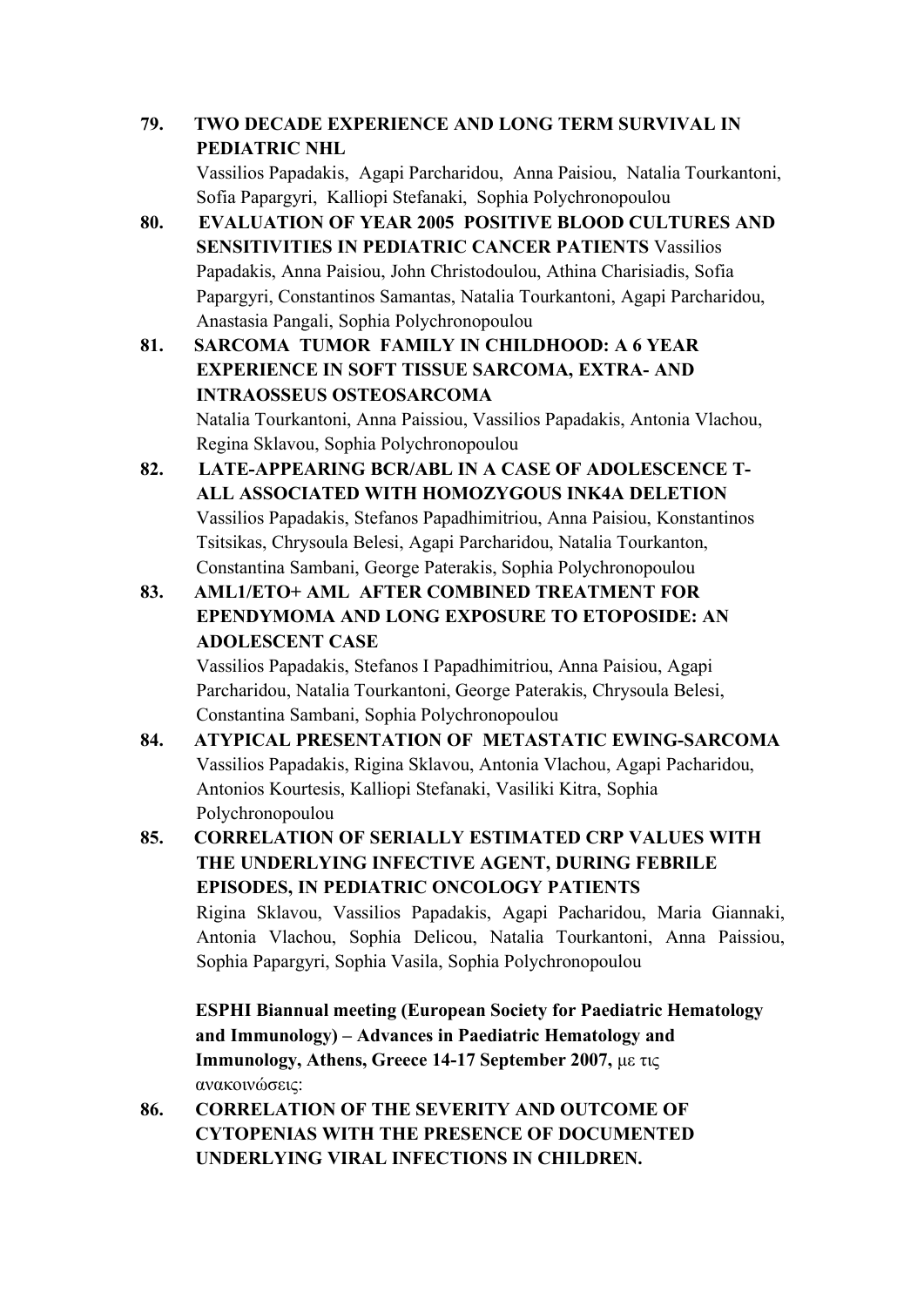79. **TWO DECADE EXPERIENCE AND LONG TERM SURVIVAL IN PEDIATRIC NHL**
    Vassilios Papadakis, Agapi Parcharidou, Anna Paisiou, Natalia Tourkantoni, Sofia Papargyri, Kalliopi Stefanaki, Sophia Polychronopoulou

80. **EVALUATION OF YEAR 2005 POSITIVE BLOOD CULTURES AND SENSITIVITIES IN PEDIATRIC CANCER PATIENTS** Vassilios Papadakis, Anna Paisiou, John Christodoulou, Athina Charisiadis, Sofia Papargyri, Constantinos Samantas, Natalia Tourkantoni, Agapi Parcharidou, Anastasia Pangali, Sophia Polychronopoulou

81. **SARCOMA TUMOR FAMILY IN CHILDHOOD: A 6 YEAR EXPERIENCE IN SOFT TISSUE SARCOMA, EXTRA- AND INTRAOSSEUS OSTEOSARCOMA**
    Natalia Tourkantoni, Anna Paissiou, Vassilios Papadakis, Antonia Vlachou, Regina Sklavou, Sophia Polychronopoulou

82. **LATE-APPEARING BCR/ABL IN A CASE OF ADOLESCENCE T-ALL ASSOCIATED WITH HOMOZYGOUS INK4A DELETION**
    Vassilios Papadakis, Stefanos Papadhimitriou, Anna Paisiou, Konstantinos Tsitsikas, Chrysoula Belesi, Agapi Parcharidou, Natalia Tourkanton, Constantina Sambani, George Paterakis, Sophia Polychronopoulou

83. **AML1/ETO+ AML AFTER COMBINED TREATMENT FOR EPENDYMOMA AND LONG EXPOSURE TO ETOPOSIDE: AN ADOLESCENT CASE**
    Vassilios Papadakis, Stefanos I Papadhimitriou, Anna Paisiou, Agapi Parcharidou, Natalia Tourkantoni, George Paterakis, Chrysoula Belesi, Constantina Sambani, Sophia Polychronopoulou

84. **ATYPICAL PRESENTATION OF METASTATIC EWING-SARCOMA** Vassilios Papadakis, Rigina Sklavou, Antonia Vlachou, Agapi Pacharidou, Antonios Kourtesis, Kalliopi Stefanaki, Vasiliki Kitra, Sophia Polychronopoulou

85. **CORRELATION OF SERIALLY ESTIMATED CRP VALUES WITH THE UNDERLYING INFECTIVE AGENT, DURING FEBRILE EPISODES, IN PEDIATRIC ONCOLOGY PATIENTS**
    Rigina Sklavou, Vassilios Papadakis, Agapi Pacharidou, Maria Giannaki, Antonia Vlachou, Sophia Delicou, Natalia Tourkantoni, Anna Paissiou, Sophia Papargyri, Sophia Vasila, Sophia Polychronopoulou

**ESPHI Biannual meeting (European Society for Paediatric Hematology and Immunology) – Advances in Paediatric Hematology and Immunology, Athens, Greece 14-17 September 2007,** με τις ανακοινώσεις:

86. **CORRELATION OF THE SEVERITY AND OUTCOME OF CYTOPENIAS WITH THE PRESENCE OF DOCUMENTED UNDERLYING VIRAL INFECTIONS IN CHILDREN.**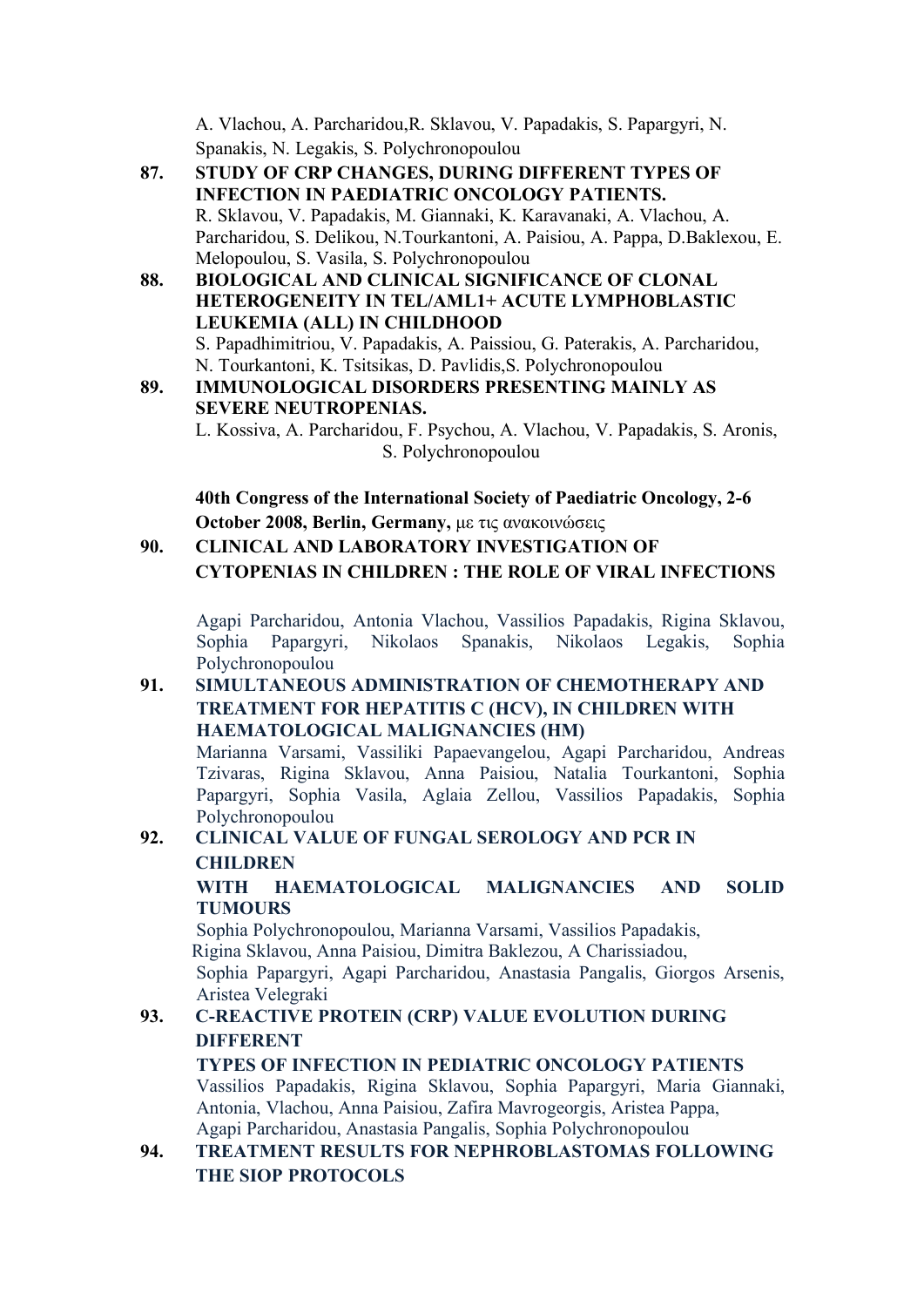A. Vlachou, A. Parcharidou,R. Sklavou, V. Papadakis, S. Papargyri, N. Spanakis, N. Legakis, S. Polychronopoulou

87. **STUDY OF CRP CHANGES, DURING DIFFERENT TYPES OF INFECTION IN PAEDIATRIC ONCOLOGY PATIENTS.**
R. Sklavou, V. Papadakis, M. Giannaki, K. Karavanaki, A. Vlachou, A. Parcharidou, S. Delikou, N.Tourkantoni, A. Paisiou, A. Pappa, D.Baklexou, E. Melopoulou, S. Vasila, S. Polychronopoulou

88. **BIOLOGICAL AND CLINICAL SIGNIFICANCE OF CLONAL HETEROGENEITY IN TEL/AML1+ ACUTE LYMPHOBLASTIC LEUKEMIA (ALL) IN CHILDHOOD**
S. Papadhimitriou, V. Papadakis, A. Paissiou, G. Paterakis, A. Parcharidou, N. Tourkantoni, K. Tsitsikas, D. Pavlidis,S. Polychronopoulou

89. **IMMUNOLOGICAL DISORDERS PRESENTING MAINLY AS SEVERE NEUTROPENIAS.**
L. Kossiva, A. Parcharidou, F. Psychou, A. Vlachou, V. Papadakis, S. Aronis, S. Polychronopoulou

**40th Congress of the International Society of Paediatric Oncology, 2-6 October 2008, Berlin, Germany,** με τις ανακοινώσεις

90. **CLINICAL AND LABORATORY INVESTIGATION OF CYTOPENIAS IN CHILDREN : THE ROLE OF VIRAL INFECTIONS**
Agapi Parcharidou, Antonia Vlachou, Vassilios Papadakis, Rigina Sklavou, Sophia Papargyri, Nikolaos Spanakis, Nikolaos Legakis, Sophia Polychronopoulou

91. **SIMULTANEOUS ADMINISTRATION OF CHEMOTHERAPY AND TREATMENT FOR HEPATITIS C (HCV), IN CHILDREN WITH HAEMATOLOGICAL MALIGNANCIES (HM)**
Marianna Varsami, Vassiliki Papaevangelou, Agapi Parcharidou, Andreas Tzivaras, Rigina Sklavou, Anna Paisiou, Natalia Tourkantoni, Sophia Papargyri, Sophia Vasila, Aglaia Zellou, Vassilios Papadakis, Sophia Polychronopoulou

92. **CLINICAL VALUE OF FUNGAL SEROLOGY AND PCR IN CHILDREN WITH HAEMATOLOGICAL MALIGNANCIES AND SOLID TUMOURS**
Sophia Polychronopoulou, Marianna Varsami, Vassilios Papadakis, Rigina Sklavou, Anna Paisiou, Dimitra Baklezou, A Charissiadou, Sophia Papargyri, Agapi Parcharidou, Anastasia Pangalis, Giorgos Arsenis, Aristea Velegraki

93. **C-REACTIVE PROTEIN (CRP) VALUE EVOLUTION DURING DIFFERENT TYPES OF INFECTION IN PEDIATRIC ONCOLOGY PATIENTS**
Vassilios Papadakis, Rigina Sklavou, Sophia Papargyri, Maria Giannaki, Antonia, Vlachou, Anna Paisiou, Zafira Mavrogeorgis, Aristea Pappa, Agapi Parcharidou, Anastasia Pangalis, Sophia Polychronopoulou

94. **TREATMENT RESULTS FOR NEPHROBLASTOMAS FOLLOWING THE SIOP PROTOCOLS**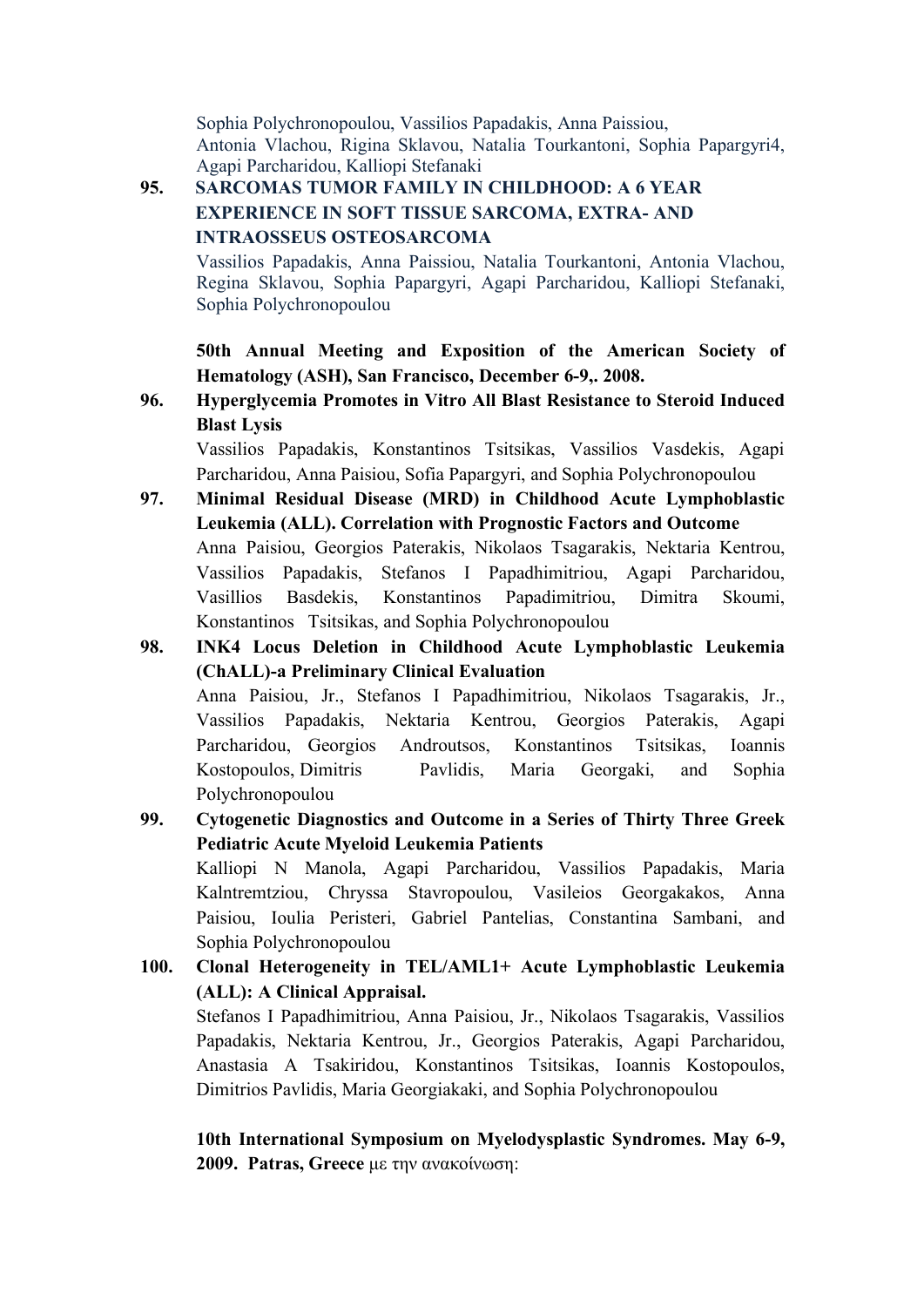Sophia Polychronopoulou, Vassilios Papadakis, Anna Paissiou, Antonia Vlachou, Rigina Sklavou, Natalia Tourkantoni, Sophia Papargyri4, Agapi Parcharidou, Kalliopi Stefanaki

**95. SARCOMAS TUMOR FAMILY IN CHILDHOOD: A 6 YEAR EXPERIENCE IN SOFT TISSUE SARCOMA, EXTRA- AND INTRAOSSEUS OSTEOSARCOMA**

Vassilios Papadakis, Anna Paissiou, Natalia Tourkantoni, Antonia Vlachou, Regina Sklavou, Sophia Papargyri, Agapi Parcharidou, Kalliopi Stefanaki, Sophia Polychronopoulou

**50th Annual Meeting and Exposition of the American Society of Hematology (ASH), San Francisco, December 6-9,. 2008.**

**96. Hyperglycemia Promotes in Vitro All Blast Resistance to Steroid Induced Blast Lysis**

Vassilios Papadakis, Konstantinos Tsitsikas, Vassilios Vasdekis, Agapi Parcharidou, Anna Paisiou, Sofia Papargyri, and Sophia Polychronopoulou

**97. Minimal Residual Disease (MRD) in Childhood Acute Lymphoblastic Leukemia (ALL). Correlation with Prognostic Factors and Outcome**

Anna Paisiou, Georgios Paterakis, Nikolaos Tsagarakis, Nektaria Kentrou, Vassilios Papadakis, Stefanos I Papadhimitriou, Agapi Parcharidou, Vasillios Basdekis, Konstantinos Papadimitriou, Dimitra Skoumi, Konstantinos Tsitsikas, and Sophia Polychronopoulou

**98. INK4 Locus Deletion in Childhood Acute Lymphoblastic Leukemia (ChALL)-a Preliminary Clinical Evaluation**

Anna Paisiou, Jr., Stefanos I Papadhimitriou, Nikolaos Tsagarakis, Jr., Vassilios Papadakis, Nektaria Kentrou, Georgios Paterakis, Agapi Parcharidou, Georgios Androutsos, Konstantinos Tsitsikas, Ioannis Kostopoulos, Dimitris Pavlidis, Maria Georgaki, and Sophia Polychronopoulou

**99. Cytogenetic Diagnostics and Outcome in a Series of Thirty Three Greek Pediatric Acute Myeloid Leukemia Patients**

Kalliopi N Manola, Agapi Parcharidou, Vassilios Papadakis, Maria Kalntremtziou, Chryssa Stavropoulou, Vasileios Georgakakos, Anna Paisiou, Ioulia Peristeri, Gabriel Pantelias, Constantina Sambani, and Sophia Polychronopoulou

**100. Clonal Heterogeneity in TEL/AML1+ Acute Lymphoblastic Leukemia (ALL): A Clinical Appraisal.**

Stefanos I Papadhimitriou, Anna Paisiou, Jr., Nikolaos Tsagarakis, Vassilios Papadakis, Nektaria Kentrou, Jr., Georgios Paterakis, Agapi Parcharidou, Anastasia A Tsakiridou, Konstantinos Tsitsikas, Ioannis Kostopoulos, Dimitrios Pavlidis, Maria Georgiakaki, and Sophia Polychronopoulou

**10th International Symposium on Myelodysplastic Syndromes. May 6-9, 2009. Patras, Greece** με την ανακοίνωση: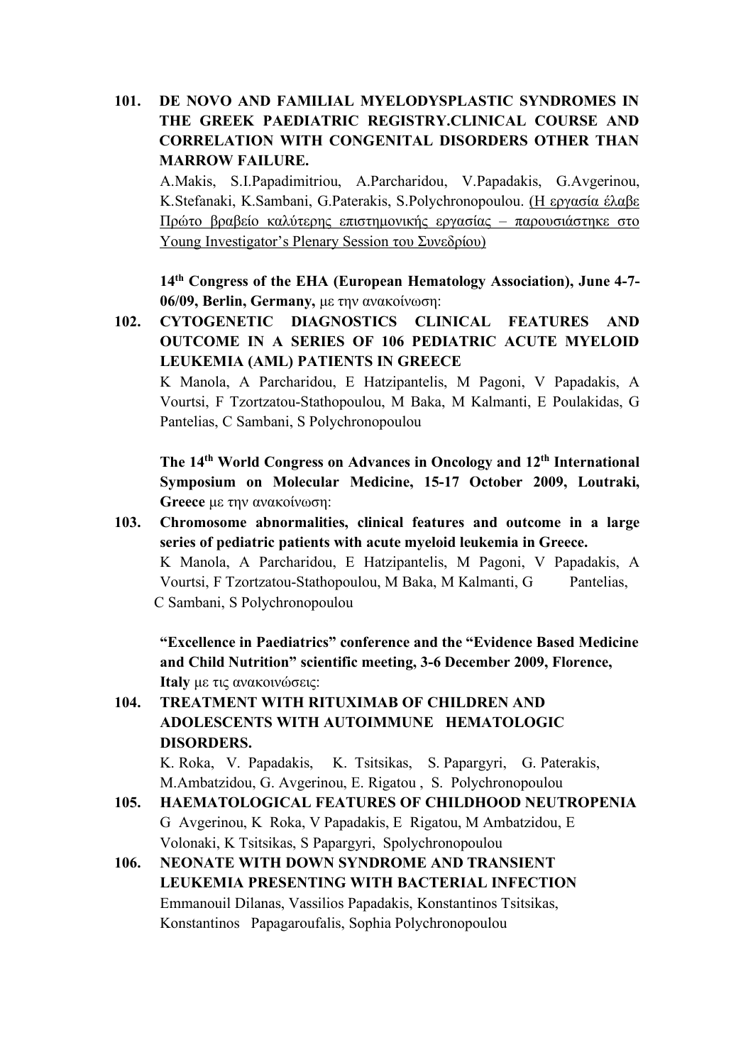**101. DE NOVO AND FAMILIAL MYELODYSPLASTIC SYNDROMES IN THE GREEK PAEDIATRIC REGISTRY.CLINICAL COURSE AND CORRELATION WITH CONGENITAL DISORDERS OTHER THAN MARROW FAILURE.**

A.Makis, S.I.Papadimitriou, A.Parcharidou, V.Papadakis, G.Avgerinou, K.Stefanaki, K.Sambani, G.Paterakis, S.Polychronopoulou. <u>(Η εργασία έλαβε Πρώτο βραβείο καλύτερης επιστημονικής εργασίας – παρουσιάστηκε στο Young Investigator's Plenary Session του Συνεδρίου)</u>

**14th Congress of the EHA (European Hematology Association), June 4-7-06/09, Berlin, Germany,** με την ανακοίνωση:

**102. CYTOGENETIC DIAGNOSTICS CLINICAL FEATURES AND OUTCOME IN A SERIES OF 106 PEDIATRIC ACUTE MYELOID LEUKEMIA (AML) PATIENTS IN GREECE**

K Manola, A Parcharidou, E Hatzipantelis, M Pagoni, V Papadakis, A Vourtsi, F Tzortzatou-Stathopoulou, M Baka, M Kalmanti, E Poulakidas, G Pantelias, C Sambani, S Polychronopoulou

**The 14th World Congress on Advances in Oncology and 12th International Symposium on Molecular Medicine, 15-17 October 2009, Loutraki, Greece** με την ανακοίνωση:

**103. Chromosome abnormalities, clinical features and outcome in a large series of pediatric patients with acute myeloid leukemia in Greece.**

K Manola, A Parcharidou, E Hatzipantelis, M Pagoni, V Papadakis, A Vourtsi, F Tzortzatou-Stathopoulou, M Baka, M Kalmanti, G Pantelias, C Sambani, S Polychronopoulou

**"Excellence in Paediatrics" conference and the "Evidence Based Medicine and Child Nutrition" scientific meeting, 3-6 December 2009, Florence, Italy** με τις ανακοινώσεις:

**104. TREATMENT WITH RITUXIMAB OF CHILDREN AND ADOLESCENTS WITH AUTOIMMUNE HEMATOLOGIC DISORDERS.**

K. Roka, V. Papadakis, K. Tsitsikas, S. Papargyri, G. Paterakis, M.Ambatzidou, G. Avgerinou, E. Rigatou , S. Polychronopoulou

**105. HAEMATOLOGICAL FEATURES OF CHILDHOOD NEUTROPENIA**

G Avgerinou, K Roka, V Papadakis, E Rigatou, M Ambatzidou, E Volonaki, K Tsitsikas, S Papargyri, Spolychronopoulou

**106. NEONATE WITH DOWN SYNDROME AND TRANSIENT LEUKEMIA PRESENTING WITH BACTERIAL INFECTION**

Emmanouil Dilanas, Vassilios Papadakis, Konstantinos Tsitsikas, Konstantinos Papagaroufalis, Sophia Polychronopoulou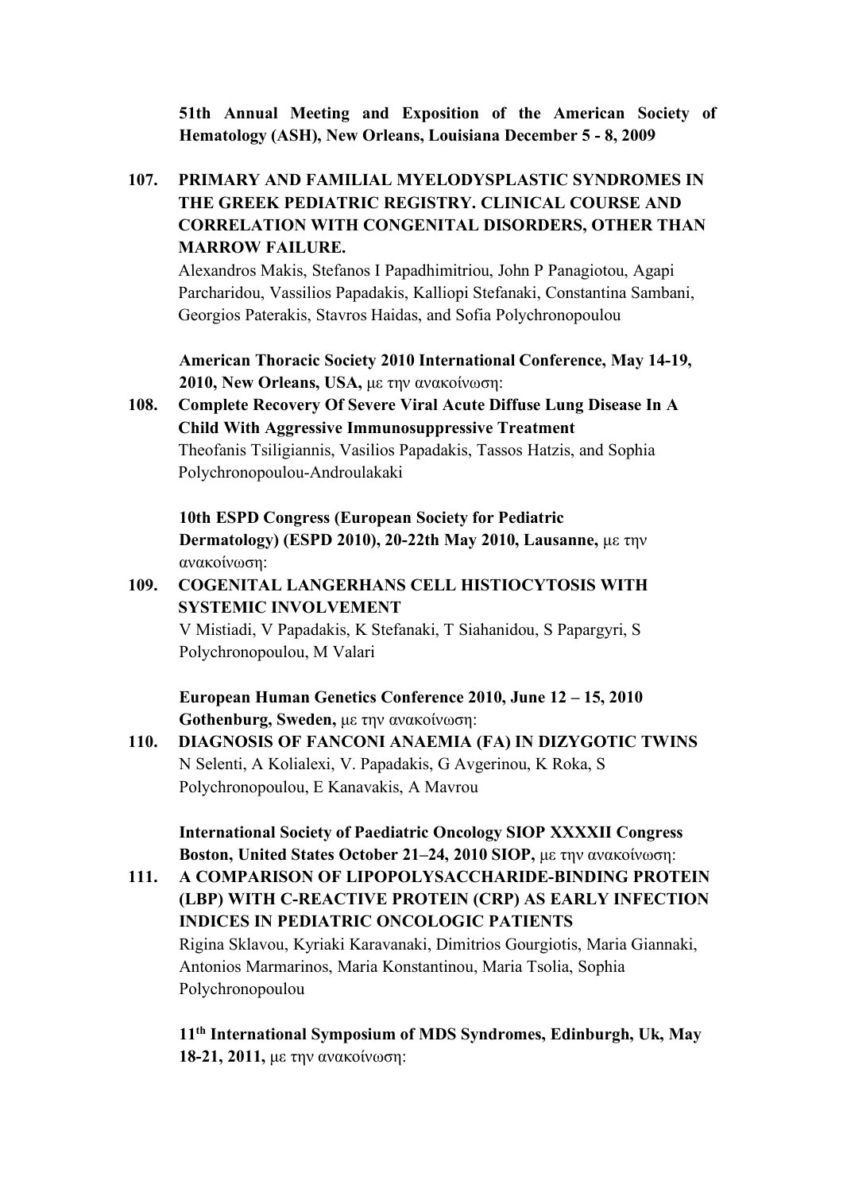**51th Annual Meeting and Exposition of the American Society of Hematology (ASH), New Orleans, Louisiana December 5 - 8, 2009**

**107. PRIMARY AND FAMILIAL MYELODYSPLASTIC SYNDROMES IN THE GREEK PEDIATRIC REGISTRY. CLINICAL COURSE AND CORRELATION WITH CONGENITAL DISORDERS, OTHER THAN MARROW FAILURE.**
Alexandros Makis, Stefanos I Papadhimitriou, John P Panagiotou, Agapi Parcharidou, Vassilios Papadakis, Kalliopi Stefanaki, Constantina Sambani, Georgios Paterakis, Stavros Haidas, and Sofia Polychronopoulou

**American Thoracic Society 2010 International Conference, May 14-19, 2010, New Orleans, USA,** με την ανακοίνωση:

**108. Complete Recovery Of Severe Viral Acute Diffuse Lung Disease In A Child With Aggressive Immunosuppressive Treatment**
Theofanis Tsiligiannis, Vasilios Papadakis, Tassos Hatzis, and Sophia Polychronopoulou-Androulakaki

**10th ESPD Congress (European Society for Pediatric Dermatology) (ESPD 2010), 20-22th May 2010, Lausanne,** με την ανακοίνωση:

**109. COGENITAL LANGERHANS CELL HISTIOCYTOSIS WITH SYSTEMIC INVOLVEMENT**
V Mistiadi, V Papadakis, K Stefanaki, T Siahanidou, S Papargyri, S Polychronopoulou, M Valari

**European Human Genetics Conference 2010, June 12 – 15, 2010 Gothenburg, Sweden,** με την ανακοίνωση:

**110. DIAGNOSIS OF FANCONI ANAEMIA (FA) IN DIZYGOTIC TWINS**
N Selenti, A Kolialexi, V. Papadakis, G Avgerinou, K Roka, S Polychronopoulou, E Kanavakis, A Mavrou

**International Society of Paediatric Oncology SIOP XXXXII Congress Boston, United States October 21–24, 2010 SIOP,** με την ανακοίνωση:

**111. A COMPARISON OF LIPOPOLYSACCHARIDE-BINDING PROTEIN (LBP) WITH C-REACTIVE PROTEIN (CRP) AS EARLY INFECTION INDICES IN PEDIATRIC ONCOLOGIC PATIENTS**
Rigina Sklavou, Kyriaki Karavanaki, Dimitrios Gourgiotis, Maria Giannaki, Antonios Marmarinos, Maria Konstantinou, Maria Tsolia, Sophia Polychronopoulou

**11th International Symposium of MDS Syndromes, Edinburgh, Uk, May 18-21, 2011,** με την ανακοίνωση: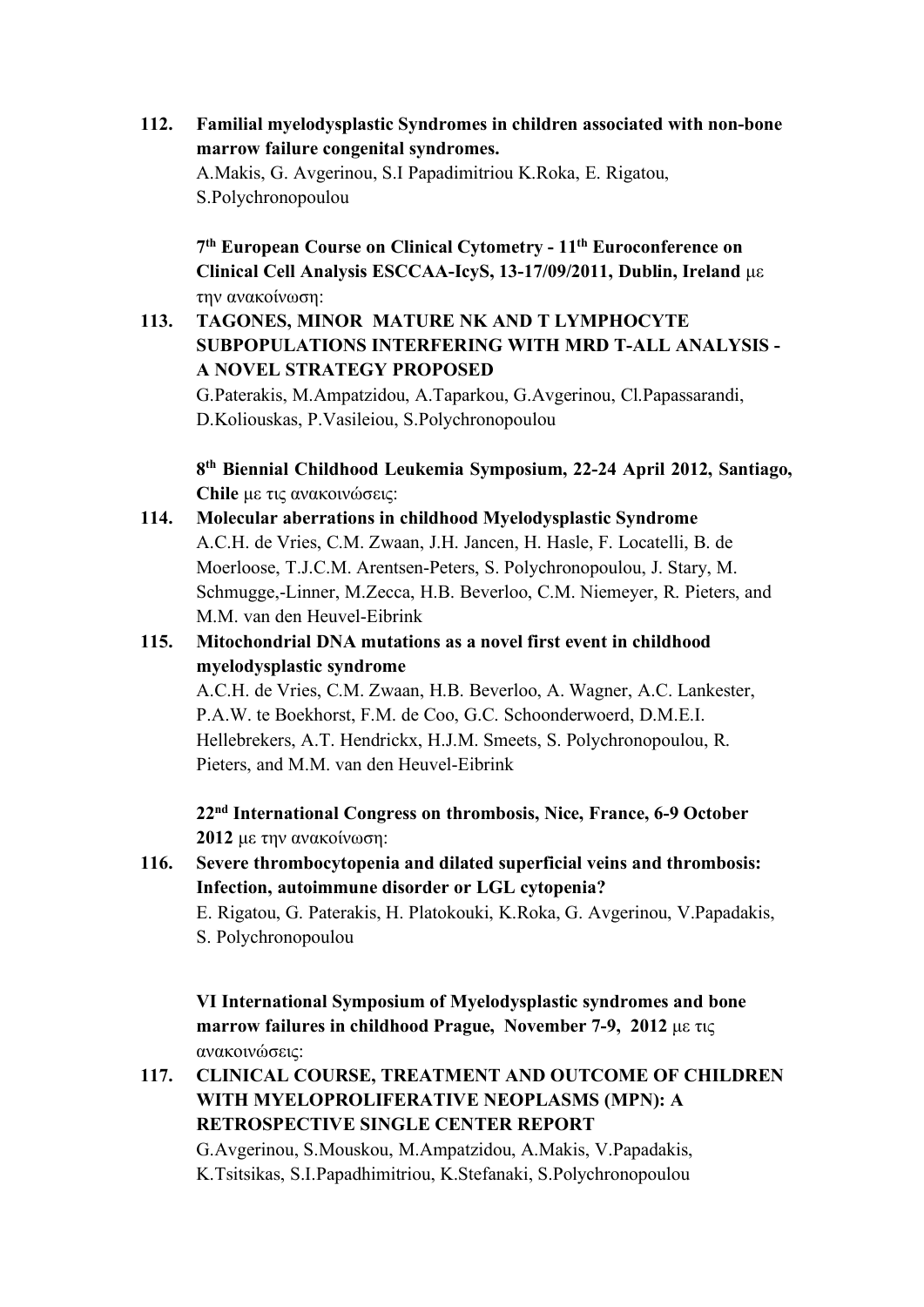**112. Familial myelodysplastic Syndromes in children associated with non-bone marrow failure congenital syndromes.**
A.Makis, G. Avgerinou, S.I Papadimitriou K.Roka, E. Rigatou, S.Polychronopoulou

**7th European Course on Clinical Cytometry - 11th Euroconference on Clinical Cell Analysis ESCCAA-IcyS, 13-17/09/2011, Dublin, Ireland** με την ανακοίνωση:

**113. TAGONES, MINOR MATURE NK AND T LYMPHOCYTE SUBPOPULATIONS INTERFERING WITH MRD T-ALL ANALYSIS - A NOVEL STRATEGY PROPOSED**
G.Paterakis, M.Ampatzidou, A.Taparkou, G.Avgerinou, Cl.Papassarandi, D.Koliouskas, P.Vasileiou, S.Polychronopoulou

**8th Biennial Childhood Leukemia Symposium, 22-24 April 2012, Santiago, Chile** με τις ανακοινώσεις:

**114. Molecular aberrations in childhood Myelodysplastic Syndrome**
A.C.H. de Vries, C.M. Zwaan, J.H. Jancen, H. Hasle, F. Locatelli, B. de Moerloose, T.J.C.M. Arentsen-Peters, S. Polychronopoulou, J. Stary, M. Schmugge,-Linner, M.Zecca, H.B. Beverloo, C.M. Niemeyer, R. Pieters, and M.M. van den Heuvel-Eibrink

**115. Mitochondrial DNA mutations as a novel first event in childhood myelodysplastic syndrome**
A.C.H. de Vries, C.M. Zwaan, H.B. Beverloo, A. Wagner, A.C. Lankester, P.A.W. te Boekhorst, F.M. de Coo, G.C. Schoonderwoerd, D.M.E.I. Hellebrekers, A.T. Hendrickx, H.J.M. Smeets, S. Polychronopoulou, R. Pieters, and M.M. van den Heuvel-Eibrink

**22nd International Congress on thrombosis, Nice, France, 6-9 October 2012** με την ανακοίνωση:

**116. Severe thrombocytopenia and dilated superficial veins and thrombosis: Infection, autoimmune disorder or LGL cytopenia?**
E. Rigatou, G. Paterakis, H. Platokouki, K.Roka, G. Avgerinou, V.Papadakis, S. Polychronopoulou

**VI International Symposium of Myelodysplastic syndromes and bone marrow failures in childhood Prague, November 7-9, 2012** με τις ανακοινώσεις:

**117. CLINICAL COURSE, TREATMENT AND OUTCOME OF CHILDREN WITH MYELOPROLIFERATIVE NEOPLASMS (MPN): A RETROSPECTIVE SINGLE CENTER REPORT**
G.Avgerinou, S.Mouskou, M.Ampatzidou, A.Makis, V.Papadakis, K.Tsitsikas, S.I.Papadhimitriou, K.Stefanaki, S.Polychronopoulou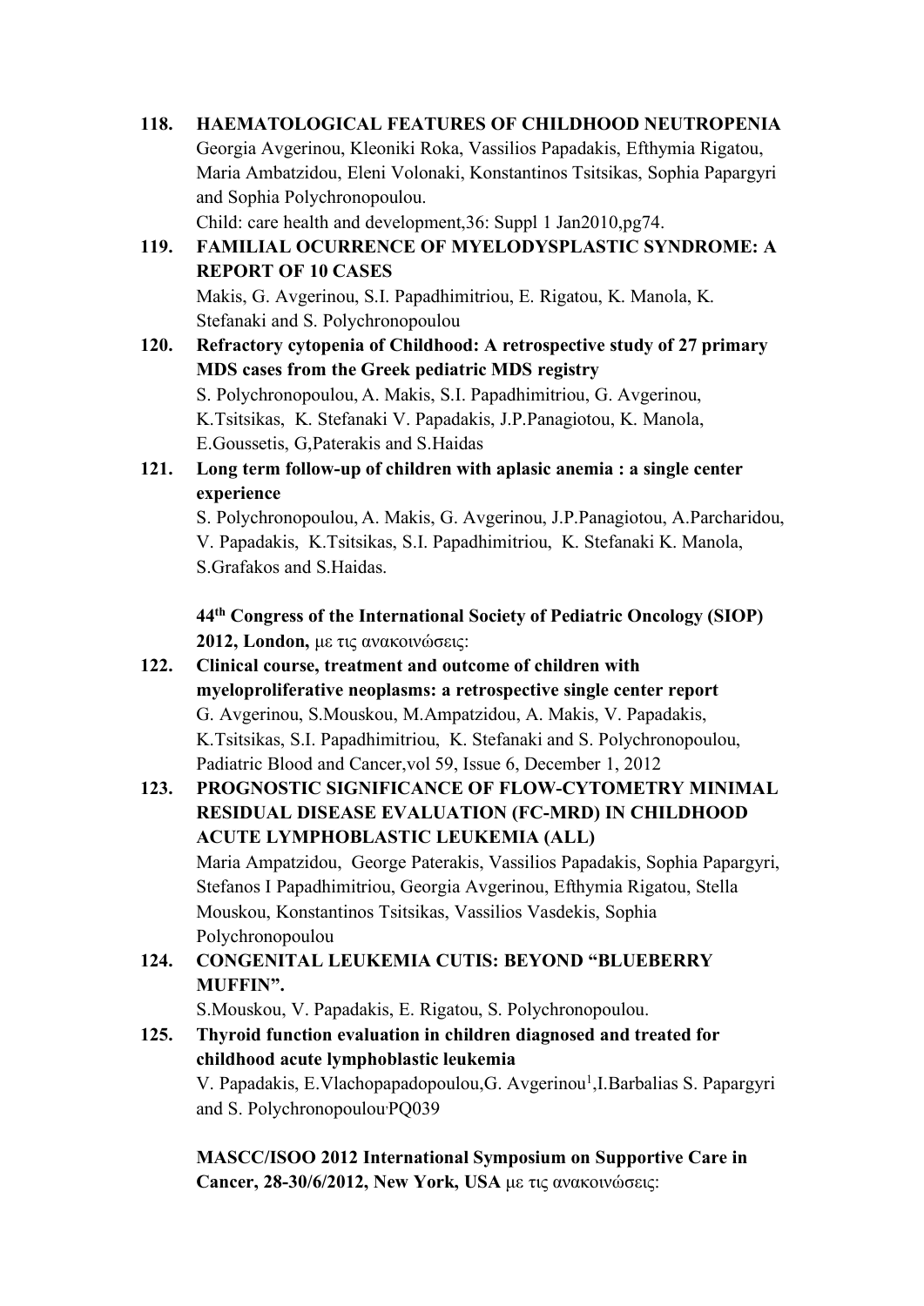118. **HAEMATOLOGICAL FEATURES OF CHILDHOOD NEUTROPENIA**
Georgia Avgerinou, Kleoniki Roka, Vassilios Papadakis, Efthymia Rigatou, Maria Ambatzidou, Eleni Volonaki, Konstantinos Tsitsikas, Sophia Papargyri and Sophia Polychronopoulou.
Child: care health and development,36: Suppl 1 Jan2010,pg74.

119. **FAMILIAL OCURRENCE OF MYELODYSPLASTIC SYNDROME: A REPORT OF 10 CASES**
Makis, G. Avgerinou, S.I. Papadhimitriou, E. Rigatou, K. Manola, K. Stefanaki and S. Polychronopoulou

120. **Refractory cytopenia of Childhood: A retrospective study of 27 primary MDS cases from the Greek pediatric MDS registry**
S. Polychronopoulou, A. Makis, S.I. Papadhimitriou, G. Avgerinou, K.Tsitsikas, K. Stefanaki V. Papadakis, J.P.Panagiotou, K. Manola, E.Goussetis, G,Paterakis and S.Haidas

121. **Long term follow-up of children with aplasic anemia : a single center experience**
S. Polychronopoulou, A. Makis, G. Avgerinou, J.P.Panagiotou, A.Parcharidou, V. Papadakis, K.Tsitsikas, S.I. Papadhimitriou, K. Stefanaki K. Manola, S.Grafakos and S.Haidas.

**44th Congress of the International Society of Pediatric Oncology (SIOP) 2012, London,** με τις ανακοινώσεις:

122. **Clinical course, treatment and outcome of children with myeloproliferative neoplasms: a retrospective single center report**
G. Avgerinou, S.Mouskou, M.Ampatzidou, A. Makis, V. Papadakis, K.Tsitsikas, S.I. Papadhimitriou, K. Stefanaki and S. Polychronopoulou, Padiatric Blood and Cancer,vol 59, Issue 6, December 1, 2012

123. **PROGNOSTIC SIGNIFICANCE OF FLOW-CYTOMETRY MINIMAL RESIDUAL DISEASE EVALUATION (FC-MRD) IN CHILDHOOD ACUTE LYMPHOBLASTIC LEUKEMIA (ALL)**
Maria Ampatzidou, George Paterakis, Vassilios Papadakis, Sophia Papargyri, Stefanos I Papadhimitriou, Georgia Avgerinou, Efthymia Rigatou, Stella Mouskou, Konstantinos Tsitsikas, Vassilios Vasdekis, Sophia Polychronopoulou

124. **CONGENITAL LEUKEMIA CUTIS: BEYOND "BLUEBERRY MUFFIN".**
S.Mouskou, V. Papadakis, E. Rigatou, S. Polychronopoulou.

125. **Thyroid function evaluation in children diagnosed and treated for childhood acute lymphoblastic leukemia**
V. Papadakis, E.Vlachopapadopoulou,G. Avgerinou[1],I.Barbalias S. Papargyri and S. Polychronopoulou.PQ039

**MASCC/ISOO 2012 International Symposium on Supportive Care in Cancer, 28-30/6/2012, New York, USA** με τις ανακοινώσεις: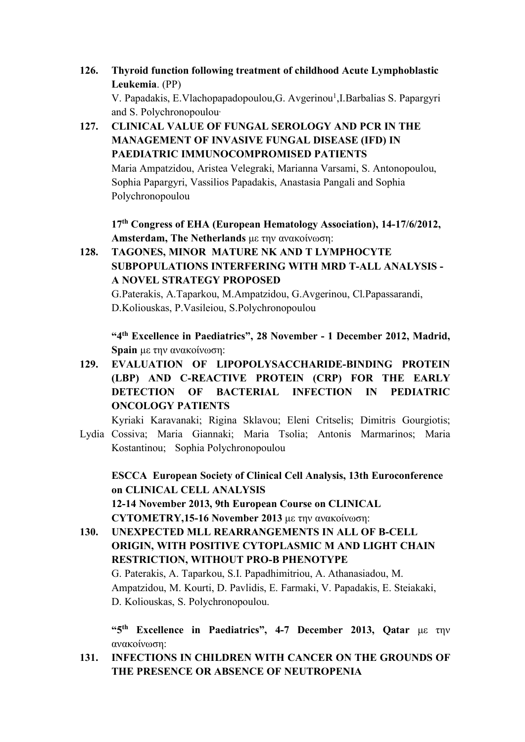126. **Thyroid function following treatment of childhood Acute Lymphoblastic Leukemia**. (PP)
V. Papadakis, E.Vlachopapadopoulou,G. Avgerinou[1],I.Barbalias S. Papargyri and S. Polychronopoulou.

127. **CLINICAL VALUE OF FUNGAL SEROLOGY AND PCR IN THE MANAGEMENT OF INVASIVE FUNGAL DISEASE (IFD) IN PAEDIATRIC IMMUNOCOMPROMISED PATIENTS**
Maria Ampatzidou, Aristea Velegraki, Marianna Varsami, S. Antonopoulou, Sophia Papargyri, Vassilios Papadakis, Anastasia Pangali and Sophia Polychronopoulou

**17th Congress of EHA (European Hematology Association), 14-17/6/2012, Amsterdam, The Netherlands** με την ανακοίνωση:

128. **TAGONES, MINOR MATURE NK AND T LYMPHOCYTE SUBPOPULATIONS INTERFERING WITH MRD T-ALL ANALYSIS - A NOVEL STRATEGY PROPOSED**
G.Paterakis, A.Taparkou, M.Ampatzidou, G.Avgerinou, Cl.Papassarandi, D.Koliouskas, P.Vasileiou, S.Polychronopoulou

**"4th Excellence in Paediatrics", 28 November - 1 December 2012, Madrid, Spain** με την ανακοίνωση:

129. **EVALUATION OF LIPOPOLYSACCHARIDE-BINDING PROTEIN (LBP) AND C-REACTIVE PROTEIN (CRP) FOR THE EARLY DETECTION OF BACTERIAL INFECTION IN PEDIATRIC ONCOLOGY PATIENTS**
Kyriaki Karavanaki; Rigina Sklavou; Eleni Critselis; Dimitris Gourgiotis; Lydia Cossiva; Maria Giannaki; Maria Tsolia; Antonis Marmarinos; Maria Kostantinou; Sophia Polychronopoulou

**ESCCA European Society of Clinical Cell Analysis, 13th Euroconference on CLINICAL CELL ANALYSIS**
**12-14 November 2013, 9th European Course on CLINICAL CYTOMETRY,15-16 November 2013** με την ανακοίνωση:

130. **UNEXPECTED MLL REARRANGEMENTS IN ALL OF B-CELL ORIGIN, WITH POSITIVE CYTOPLASMIC M AND LIGHT CHAIN RESTRICTION, WITHOUT PRO-B PHENOTYPE**
G. Paterakis, A. Taparkou, S.I. Papadhimitriou, A. Athanasiadou, M. Ampatzidou, M. Kourti, D. Pavlidis, E. Farmaki, V. Papadakis, E. Steiakaki, D. Koliouskas, S. Polychronopoulou.

**"5th Excellence in Paediatrics", 4-7 December 2013, Qatar** με την ανακοίνωση:

131. **INFECTIONS IN CHILDREN WITH CANCER ON THE GROUNDS OF THE PRESENCE OR ABSENCE OF NEUTROPENIA**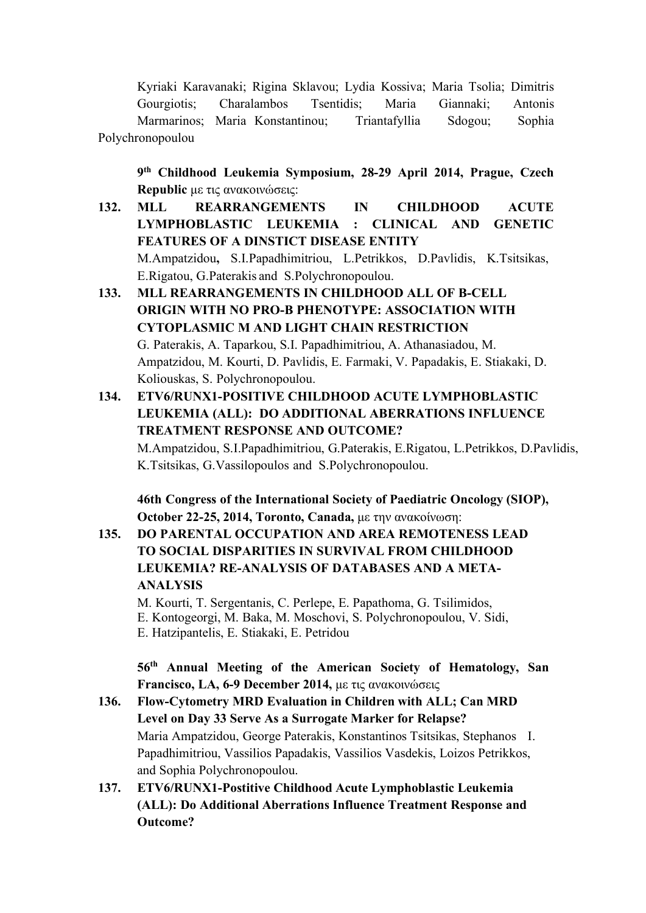Kyriaki Karavanaki; Rigina Sklavou; Lydia Kossiva; Maria Tsolia; Dimitris Gourgiotis; Charalambos Tsentidis; Maria Giannaki; Antonis Marmarinos; Maria Konstantinou; Triantafyllia Sdogou; Sophia Polychronopoulou

**9th Childhood Leukemia Symposium, 28-29 April 2014, Prague, Czech Republic** με τις ανακοινώσεις:

**132. MLL REARRANGEMENTS IN CHILDHOOD ACUTE LYMPHOBLASTIC LEUKEMIA : CLINICAL AND GENETIC FEATURES OF A DINSTICT DISEASE ENTITY**
M.Ampatzidou**,** S.I.Papadhimitriou, L.Petrikkos, D.Pavlidis, K.Tsitsikas, E.Rigatou, G.Paterakis and S.Polychronopoulou.

**133. MLL REARRANGEMENTS IN CHILDHOOD ALL OF B-CELL ORIGIN WITH NO PRO-B PHENOTYPE: ASSOCIATION WITH CYTOPLASMIC M AND LIGHT CHAIN RESTRICTION**
G. Paterakis, A. Taparkou, S.I. Papadhimitriou, A. Athanasiadou, M. Ampatzidou, M. Kourti, D. Pavlidis, E. Farmaki, V. Papadakis, E. Stiakaki, D. Koliouskas, S. Polychronopoulou.

**134. ETV6/RUNX1-POSITIVE CHILDHOOD ACUTE LYMPHOBLASTIC LEUKEMIA (ALL): DO ADDITIONAL ABERRATIONS INFLUENCE TREATMENT RESPONSE AND OUTCOME?**
M.Ampatzidou, S.I.Papadhimitriou, G.Paterakis, E.Rigatou, L.Petrikkos, D.Pavlidis, K.Tsitsikas, G.Vassilopoulos and S.Polychronopoulou.

**46th Congress of the International Society of Paediatric Oncology (SIOP), October 22-25, 2014, Toronto, Canada,** με την ανακοίνωση:

**135. DO PARENTAL OCCUPATION AND AREA REMOTENESS LEAD TO SOCIAL DISPARITIES IN SURVIVAL FROM CHILDHOOD LEUKEMIA? RE-ANALYSIS OF DATABASES AND A META-ANALYSIS**
M. Kourti, T. Sergentanis, C. Perlepe, E. Papathoma, G. Tsilimidos, E. Kontogeorgi, M. Baka, M. Moschovi, S. Polychronopoulou, V. Sidi, E. Hatzipantelis, E. Stiakaki, E. Petridou

**56th Annual Meeting of the American Society of Hematology, San Francisco, LA, 6-9 December 2014,** με τις ανακοινώσεις

**136. Flow-Cytometry MRD Evaluation in Children with ALL; Can MRD Level on Day 33 Serve As a Surrogate Marker for Relapse?**
Maria Ampatzidou, George Paterakis, Konstantinos Tsitsikas, Stephanos I. Papadhimitriou, Vassilios Papadakis, Vassilios Vasdekis, Loizos Petrikkos, and Sophia Polychronopoulou.

**137. ETV6/RUNX1-Postitive Childhood Acute Lymphoblastic Leukemia (ALL): Do Additional Aberrations Influence Treatment Response and Outcome?**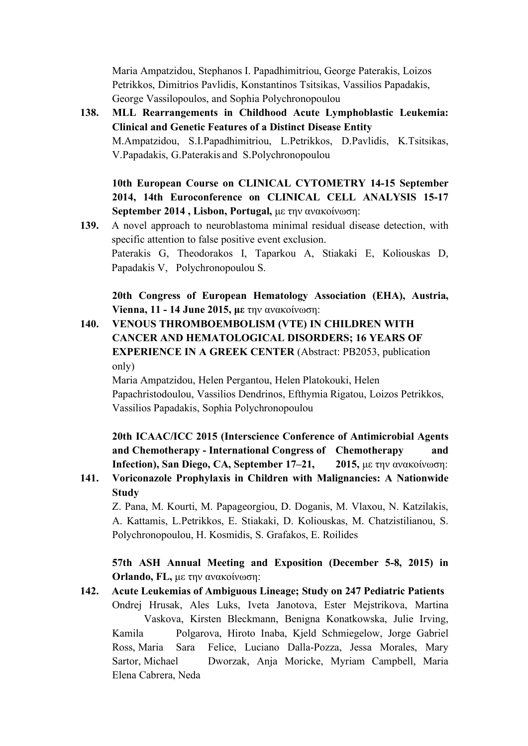Maria Ampatzidou, Stephanos I. Papadhimitriou, George Paterakis, Loizos Petrikkos, Dimitrios Pavlidis, Konstantinos Tsitsikas, Vassilios Papadakis, George Vassilopoulos, and Sophia Polychronopoulou

**138. MLL Rearrangements in Childhood Acute Lymphoblastic Leukemia: Clinical and Genetic Features of a Distinct Disease Entity**
M.Ampatzidou, S.I.Papadhimitriou, L.Petrikkos, D.Pavlidis, K.Tsitsikas, V.Papadakis, G.Paterakis and S.Polychronopoulou

**10th European Course on CLINICAL CYTOMETRY 14-15 September 2014, 14th Euroconference on CLINICAL CELL ANALYSIS 15-17 September 2014 , Lisbon, Portugal,** με την ανακοίνωση:

**139.** A novel approach to neuroblastoma minimal residual disease detection, with specific attention to false positive event exclusion.
Paterakis G, Theodorakos I, Taparkou A, Stiakaki E, Koliouskas D, Papadakis V, Polychronopoulou S.

**20th Congress of European Hematology Association (EHA), Austria, Vienna, 11 - 14 June 2015, με** την ανακοίνωση:

**140. VENOUS THROMBOEMBOLISM (VTE) IN CHILDREN WITH CANCER AND HEMATOLOGICAL DISORDERS; 16 YEARS OF EXPERIENCE IN A GREEK CENTER** (Abstract: PB2053, publication only)
Maria Ampatzidou, Helen Pergantou, Helen Platokouki, Helen Papachristodoulou, Vassilios Dendrinos, Efthymia Rigatou, Loizos Petrikkos, Vassilios Papadakis, Sophia Polychronopoulou

**20th ICAAC/ICC 2015 (Interscience Conference of Antimicrobial Agents and Chemotherapy - International Congress of Chemotherapy and Infection), San Diego, CA, September 17–21, 2015,** με την ανακοίνωση:

**141. Voriconazole Prophylaxis in Children with Malignancies: A Nationwide Study**
Z. Pana, M. Kourti, M. Papageorgiou, D. Doganis, M. Vlaxou, N. Katzilakis, A. Kattamis, L.Petrikkos, E. Stiakaki, D. Koliouskas, M. Chatzistilianou, S. Polychronopoulou, H. Kosmidis, S. Grafakos, E. Roilides

**57th ASH Annual Meeting and Exposition (December 5-8, 2015) in Orlando, FL,** με την ανακοίνωση:

**142. Acute Leukemias of Ambiguous Lineage; Study on 247 Pediatric Patients**
Ondrej Hrusak, Ales Luks, Iveta Janotova, Ester Mejstrikova, Martina Vaskova, Kirsten Bleckmann, Benigna Konatkowska, Julie Irving, Kamila Polgarova, Hiroto Inaba, Kjeld Schmiegelow, Jorge Gabriel Ross, Maria Sara Felice, Luciano Dalla-Pozza, Jessa Morales, Mary Sartor, Michael Dworzak, Anja Moricke, Myriam Campbell, Maria Elena Cabrera, Neda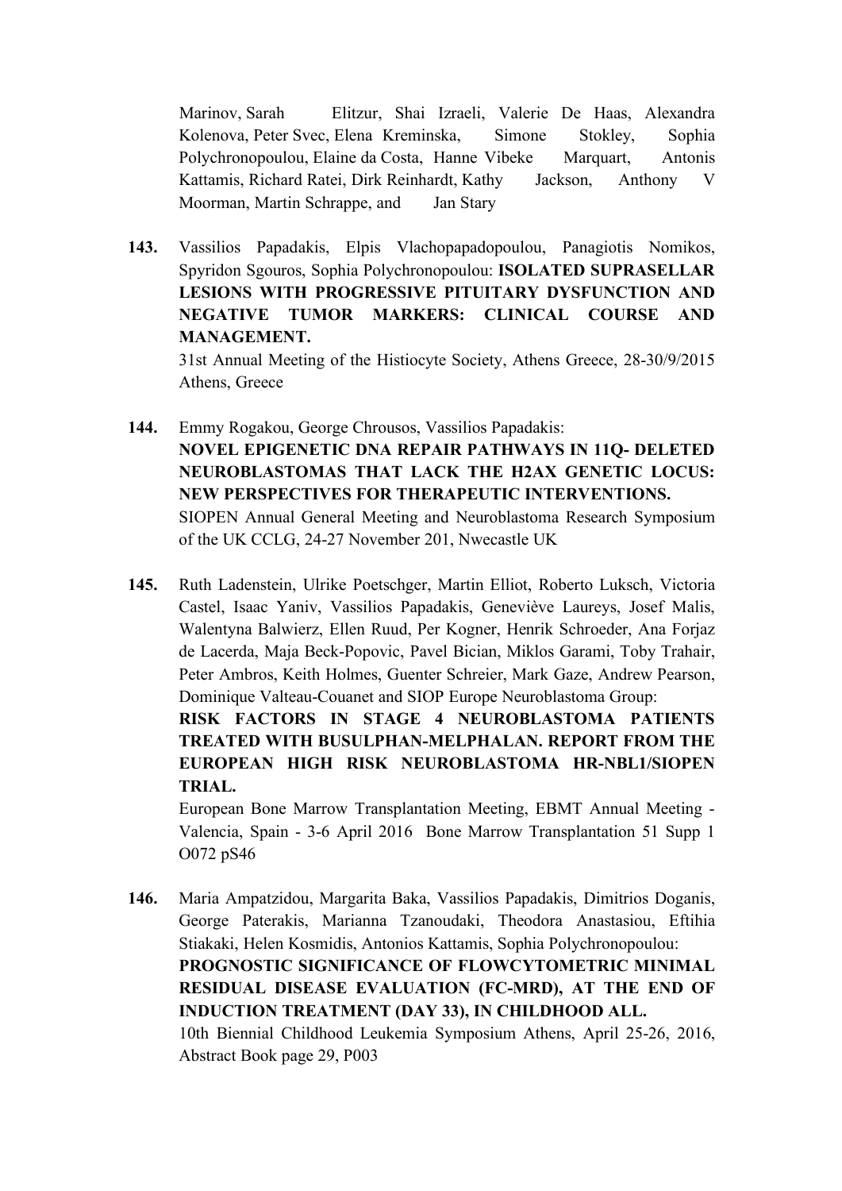Marinov, Sarah Elitzur, Shai Izraeli, Valerie De Haas, Alexandra Kolenova, Peter Svec, Elena Kreminska, Simone Stokley, Sophia Polychronopoulou, Elaine da Costa, Hanne Vibeke Marquart, Antonis Kattamis, Richard Ratei, Dirk Reinhardt, Kathy Jackson, Anthony V Moorman, Martin Schrappe, and Jan Stary

**143.** Vassilios Papadakis, Elpis Vlachopapadopoulou, Panagiotis Nomikos, Spyridon Sgouros, Sophia Polychronopoulou: **ISOLATED SUPRASELLAR LESIONS WITH PROGRESSIVE PITUITARY DYSFUNCTION AND NEGATIVE TUMOR MARKERS: CLINICAL COURSE AND MANAGEMENT.**
31st Annual Meeting of the Histiocyte Society, Athens Greece, 28-30/9/2015 Athens, Greece

**144.** Emmy Rogakou, George Chrousos, Vassilios Papadakis:
**NOVEL EPIGENETIC DNA REPAIR PATHWAYS IN 11Q- DELETED NEUROBLASTOMAS THAT LACK THE H2AX GENETIC LOCUS: NEW PERSPECTIVES FOR THERAPEUTIC INTERVENTIONS.**
SIOPEN Annual General Meeting and Neuroblastoma Research Symposium of the UK CCLG, 24-27 November 201, Nwecastle UK

**145.** Ruth Ladenstein, Ulrike Poetschger, Martin Elliot, Roberto Luksch, Victoria Castel, Isaac Yaniv, Vassilios Papadakis, Geneviève Laureys, Josef Malis, Walentyna Balwierz, Ellen Ruud, Per Kogner, Henrik Schroeder, Ana Forjaz de Lacerda, Maja Beck-Popovic, Pavel Bician, Miklos Garami, Toby Trahair, Peter Ambros, Keith Holmes, Guenter Schreier, Mark Gaze, Andrew Pearson, Dominique Valteau-Couanet and SIOP Europe Neuroblastoma Group:
**RISK FACTORS IN STAGE 4 NEUROBLASTOMA PATIENTS TREATED WITH BUSULPHAN-MELPHALAN. REPORT FROM THE EUROPEAN HIGH RISK NEUROBLASTOMA HR-NBL1/SIOPEN TRIAL.**
European Bone Marrow Transplantation Meeting, EBMT Annual Meeting - Valencia, Spain - 3-6 April 2016 Bone Marrow Transplantation 51 Supp 1 O072 pS46

**146.** Maria Ampatzidou, Margarita Baka, Vassilios Papadakis, Dimitrios Doganis, George Paterakis, Marianna Tzanoudaki, Theodora Anastasiou, Eftihia Stiakaki, Helen Kosmidis, Antonios Kattamis, Sophia Polychronopoulou:
**PROGNOSTIC SIGNIFICANCE OF FLOWCYTOMETRIC MINIMAL RESIDUAL DISEASE EVALUATION (FC-MRD), AT THE END OF INDUCTION TREATMENT (DAY 33), IN CHILDHOOD ALL.**
10th Biennial Childhood Leukemia Symposium Athens, April 25-26, 2016, Abstract Book page 29, P003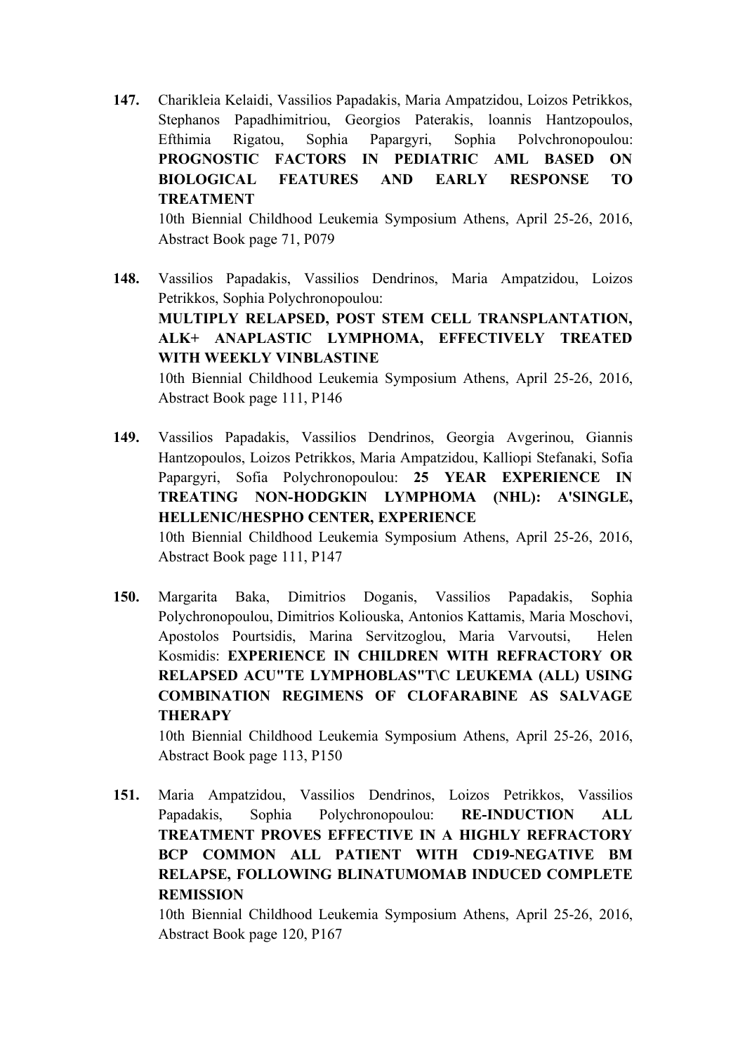**147.** Charikleia Kelaidi, Vassilios Papadakis, Maria Ampatzidou, Loizos Petrikkos, Stephanos Papadhimitriou, Georgios Paterakis, loannis Hantzopoulos, Efthimia Rigatou, Sophia Papargyri, Sophia Polvchronopoulou: **PROGNOSTIC FACTORS IN PEDIATRIC AML BASED ON BIOLOGICAL FEATURES AND EARLY RESPONSE TO TREATMENT**
10th Biennial Childhood Leukemia Symposium Athens, April 25-26, 2016, Abstract Book page 71, P079

**148.** Vassilios Papadakis, Vassilios Dendrinos, Maria Ampatzidou, Loizos Petrikkos, Sophia Polychronopoulou:
**MULTIPLY RELAPSED, POST STEM CELL TRANSPLANTATION, ALK+ ANAPLASTIC LYMPHOMA, EFFECTIVELY TREATED WITH WEEKLY VINBLASTINE**
10th Biennial Childhood Leukemia Symposium Athens, April 25-26, 2016, Abstract Book page 111, P146

**149.** Vassilios Papadakis, Vassilios Dendrinos, Georgia Avgerinou, Giannis Hantzopoulos, Loizos Petrikkos, Maria Ampatzidou, Kalliopi Stefanaki, Sofia Papargyri, Sofia Polychronopoulou: **25 YEAR EXPERIENCE IN TREATING NON-HODGKIN LYMPHOMA (NHL): A'SINGLE, HELLENIC/HESPHO CENTER, EXPERIENCE**
10th Biennial Childhood Leukemia Symposium Athens, April 25-26, 2016, Abstract Book page 111, P147

**150.** Margarita Baka, Dimitrios Doganis, Vassilios Papadakis, Sophia Polychronopoulou, Dimitrios Koliouska, Antonios Kattamis, Maria Moschovi, Apostolos Pourtsidis, Marina Servitzoglou, Maria Varvoutsi, Helen Kosmidis: **EXPERIENCE IN CHILDREN WITH REFRACTORY OR RELAPSED ACU"TE LYMPHOBLAS"T\C LEUKEMA (ALL) USING COMBINATION REGIMENS OF CLOFARABINE AS SALVAGE THERAPY**
10th Biennial Childhood Leukemia Symposium Athens, April 25-26, 2016, Abstract Book page 113, P150

**151.** Maria Ampatzidou, Vassilios Dendrinos, Loizos Petrikkos, Vassilios Papadakis, Sophia Polychronopoulou: **RE-INDUCTION ALL TREATMENT PROVES EFFECTIVE IN A HIGHLY REFRACTORY BCP COMMON ALL PATIENT WITH CD19-NEGATIVE BM RELAPSE, FOLLOWING BLINATUMOMAB INDUCED COMPLETE REMISSION**
10th Biennial Childhood Leukemia Symposium Athens, April 25-26, 2016, Abstract Book page 120, P167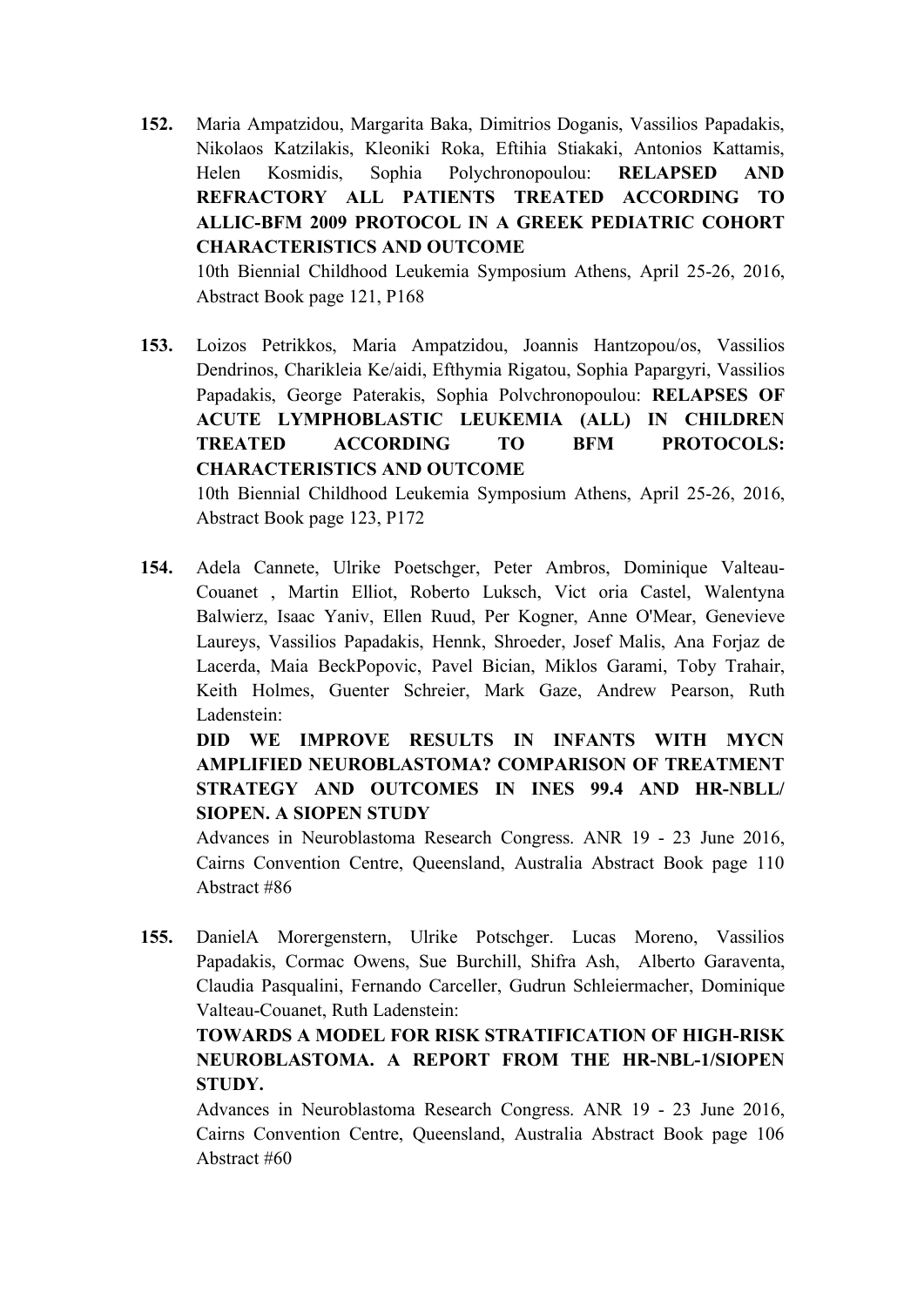**152.** Maria Ampatzidou, Margarita Baka, Dimitrios Doganis, Vassilios Papadakis, Nikolaos Katzilakis, Kleoniki Roka, Eftihia Stiakaki, Antonios Kattamis, Helen Kosmidis, Sophia Polychronopoulou: **RELAPSED AND REFRACTORY ALL PATIENTS TREATED ACCORDING TO ALLIC-BFM 2009 PROTOCOL IN A GREEK PEDIATRIC COHORT CHARACTERISTICS AND OUTCOME**
10th Biennial Childhood Leukemia Symposium Athens, April 25-26, 2016, Abstract Book page 121, P168

**153.** Loizos Petrikkos, Maria Ampatzidou, Joannis Hantzopou/os, Vassilios Dendrinos, Charikleia Ke/aidi, Efthymia Rigatou, Sophia Papargyri, Vassilios Papadakis, George Paterakis, Sophia Polvchronopoulou: **RELAPSES OF ACUTE LYMPHOBLASTIC LEUKEMIA (ALL) IN CHILDREN TREATED ACCORDING TO BFM PROTOCOLS: CHARACTERISTICS AND OUTCOME**
10th Biennial Childhood Leukemia Symposium Athens, April 25-26, 2016, Abstract Book page 123, P172

**154.** Adela Cannete, Ulrike Poetschger, Peter Ambros, Dominique Valteau-Couanet , Martin Elliot, Roberto Luksch, Vict oria Castel, Walentyna Balwierz, Isaac Yaniv, Ellen Ruud, Per Kogner, Anne O'Mear, Genevieve Laureys, Vassilios Papadakis, Hennk, Shroeder, Josef Malis, Ana Forjaz de Lacerda, Maia BeckPopovic, Pavel Bician, Miklos Garami, Toby Trahair, Keith Holmes, Guenter Schreier, Mark Gaze, Andrew Pearson, Ruth Ladenstein:
**DID WE IMPROVE RESULTS IN INFANTS WITH MYCN AMPLIFIED NEUROBLASTOMA? COMPARISON OF TREATMENT STRATEGY AND OUTCOMES IN INES 99.4 AND HR-NBLL/ SIOPEN. A SIOPEN STUDY**
Advances in Neuroblastoma Research Congress. ANR 19 - 23 June 2016, Cairns Convention Centre, Queensland, Australia Abstract Book page 110 Abstract #86

**155.** DanielA Morergenstern, Ulrike Potschger. Lucas Moreno, Vassilios Papadakis, Cormac Owens, Sue Burchill, Shifra Ash, Alberto Garaventa, Claudia Pasqualini, Fernando Carceller, Gudrun Schleiermacher, Dominique Valteau-Couanet, Ruth Ladenstein:
**TOWARDS A MODEL FOR RISK STRATIFICATION OF HIGH-RISK NEUROBLASTOMA. A REPORT FROM THE HR-NBL-1/SIOPEN STUDY.**
Advances in Neuroblastoma Research Congress. ANR 19 - 23 June 2016, Cairns Convention Centre, Queensland, Australia Abstract Book page 106 Abstract #60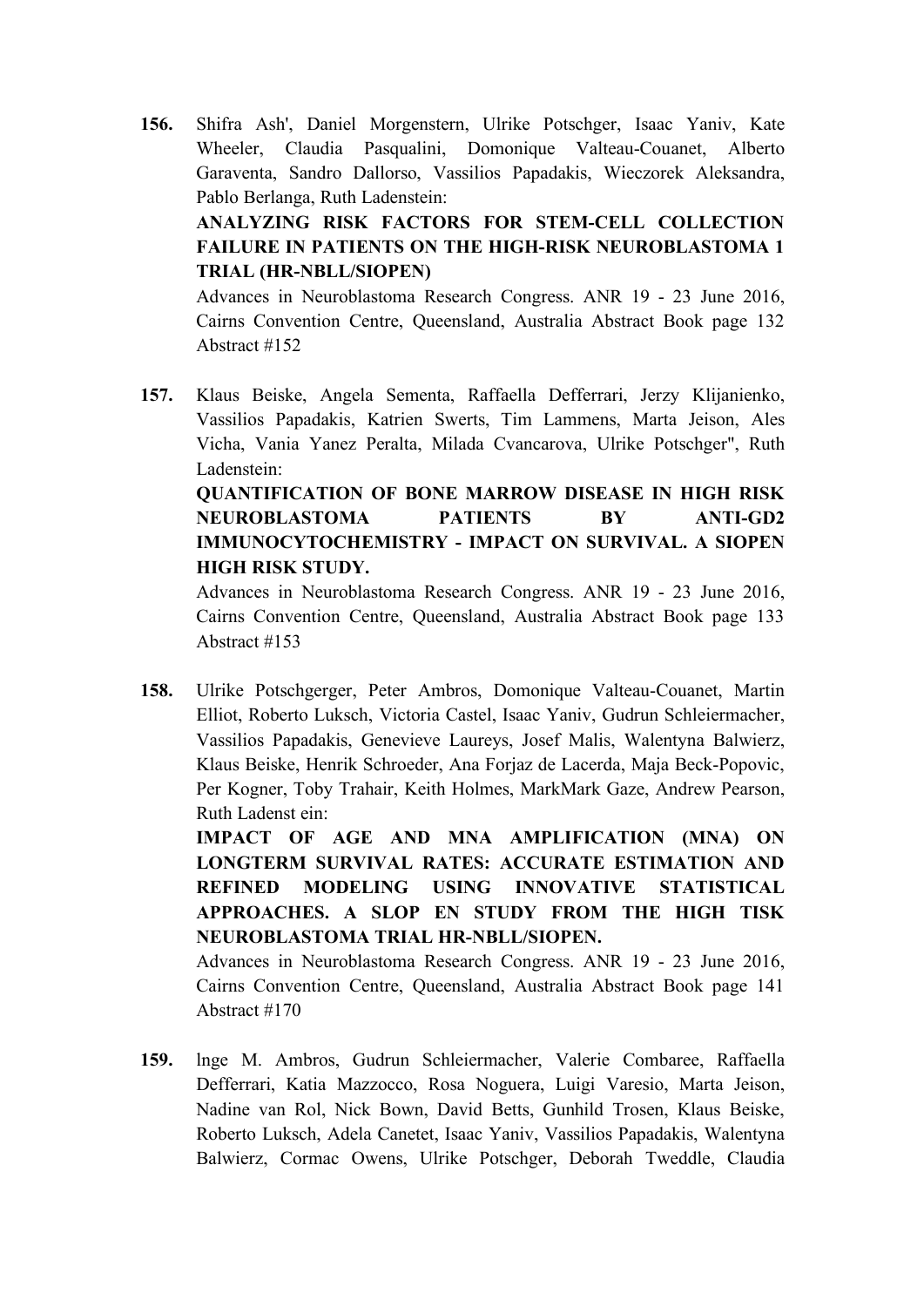**156.** Shifra Ash', Daniel Morgenstern, Ulrike Potschger, Isaac Yaniv, Kate Wheeler, Claudia Pasqualini, Domonique Valteau-Couanet, Alberto Garaventa, Sandro Dallorso, Vassilios Papadakis, Wieczorek Aleksandra, Pablo Berlanga, Ruth Ladenstein:

**ANALYZING RISK FACTORS FOR STEM-CELL COLLECTION FAILURE IN PATIENTS ON THE HIGH-RISK NEUROBLASTOMA 1 TRIAL (HR-NBLL/SIOPEN)**

Advances in Neuroblastoma Research Congress. ANR 19 - 23 June 2016, Cairns Convention Centre, Queensland, Australia Abstract Book page 132 Abstract #152

**157.** Klaus Beiske, Angela Sementa, Raffaella Defferrari, Jerzy Klijanienko, Vassilios Papadakis, Katrien Swerts, Tim Lammens, Marta Jeison, Ales Vicha, Vania Yanez Peralta, Milada Cvancarova, Ulrike Potschger", Ruth Ladenstein:

**QUANTIFICATION OF BONE MARROW DISEASE IN HIGH RISK NEUROBLASTOMA PATIENTS BY ANTI-GD2 IMMUNOCYTOCHEMISTRY - IMPACT ON SURVIVAL. A SIOPEN HIGH RISK STUDY.**

Advances in Neuroblastoma Research Congress. ANR 19 - 23 June 2016, Cairns Convention Centre, Queensland, Australia Abstract Book page 133 Abstract #153

**158.** Ulrike Potschgerger, Peter Ambros, Domonique Valteau-Couanet, Martin Elliot, Roberto Luksch, Victoria Castel, Isaac Yaniv, Gudrun Schleiermacher, Vassilios Papadakis, Genevieve Laureys, Josef Malis, Walentyna Balwierz, Klaus Beiske, Henrik Schroeder, Ana Forjaz de Lacerda, Maja Beck-Popovic, Per Kogner, Toby Trahair, Keith Holmes, MarkMark Gaze, Andrew Pearson, Ruth Ladenst ein:

**IMPACT OF AGE AND MNA AMPLIFICATION (MNA) ON LONGTERM SURVIVAL RATES: ACCURATE ESTIMATION AND REFINED MODELING USING INNOVATIVE STATISTICAL APPROACHES. A SLOP EN STUDY FROM THE HIGH TISK NEUROBLASTOMA TRIAL HR-NBLL/SIOPEN.**

Advances in Neuroblastoma Research Congress. ANR 19 - 23 June 2016, Cairns Convention Centre, Queensland, Australia Abstract Book page 141 Abstract #170

**159.** lnge M. Ambros, Gudrun Schleiermacher, Valerie Combaree, Raffaella Defferrari, Katia Mazzocco, Rosa Noguera, Luigi Varesio, Marta Jeison, Nadine van Rol, Nick Bown, David Betts, Gunhild Trosen, Klaus Beiske, Roberto Luksch, Adela Canetet, Isaac Yaniv, Vassilios Papadakis, Walentyna Balwierz, Cormac Owens, Ulrike Potschger, Deborah Tweddle, Claudia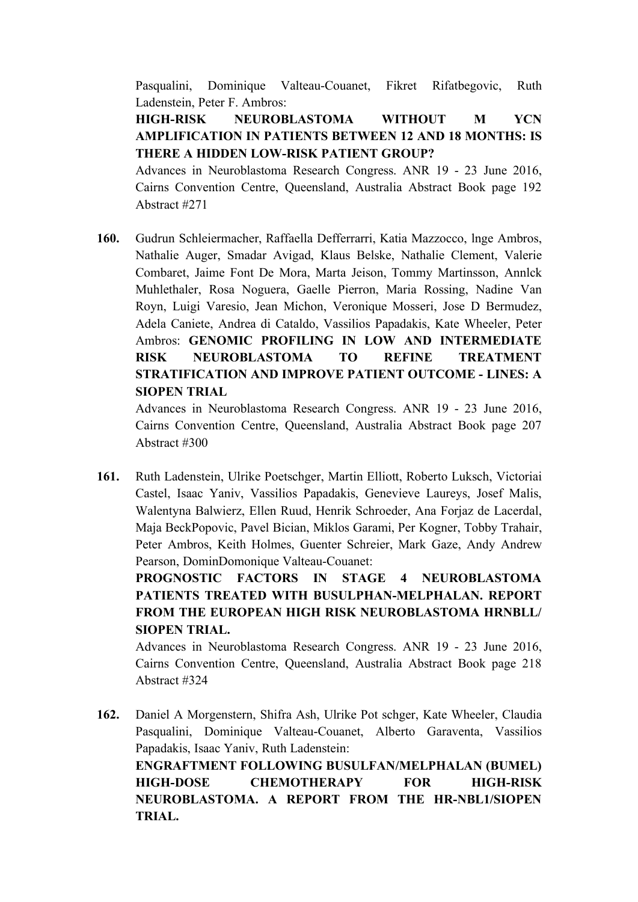Pasqualini, Dominique Valteau-Couanet, Fikret Rifatbegovic, Ruth Ladenstein, Peter F. Ambros:
**HIGH-RISK NEUROBLASTOMA WITHOUT M YCN AMPLIFICATION IN PATIENTS BETWEEN 12 AND 18 MONTHS: IS THERE A HIDDEN LOW-RISK PATIENT GROUP?**
Advances in Neuroblastoma Research Congress. ANR 19 - 23 June 2016, Cairns Convention Centre, Queensland, Australia Abstract Book page 192 Abstract #271

**160.** Gudrun Schleiermacher, Raffaella Defferrarri, Katia Mazzocco, lnge Ambros, Nathalie Auger, Smadar Avigad, Klaus Belske, Nathalie Clement, Valerie Combaret, Jaime Font De Mora, Marta Jeison, Tommy Martinsson, Annlck Muhlethaler, Rosa Noguera, Gaelle Pierron, Maria Rossing, Nadine Van Royn, Luigi Varesio, Jean Michon, Veronique Mosseri, Jose D Bermudez, Adela Caniete, Andrea di Cataldo, Vassilios Papadakis, Kate Wheeler, Peter Ambros: **GENOMIC PROFILING IN LOW AND INTERMEDIATE RISK NEUROBLASTOMA TO REFINE TREATMENT STRATIFICATION AND IMPROVE PATIENT OUTCOME - LINES: A SIOPEN TRIAL**
Advances in Neuroblastoma Research Congress. ANR 19 - 23 June 2016, Cairns Convention Centre, Queensland, Australia Abstract Book page 207 Abstract #300

**161.** Ruth Ladenstein, Ulrike Poetschger, Martin Elliott, Roberto Luksch, Victoriai Castel, Isaac Yaniv, Vassilios Papadakis, Genevieve Laureys, Josef Malis, Walentyna Balwierz, Ellen Ruud, Henrik Schroeder, Ana Forjaz de Lacerdal, Maja BeckPopovic, Pavel Bician, Miklos Garami, Per Kogner, Tobby Trahair, Peter Ambros, Keith Holmes, Guenter Schreier, Mark Gaze, Andy Andrew Pearson, DominDomonique Valteau-Couanet:
**PROGNOSTIC FACTORS IN STAGE 4 NEUROBLASTOMA PATIENTS TREATED WITH BUSULPHAN-MELPHALAN. REPORT FROM THE EUROPEAN HIGH RISK NEUROBLASTOMA HRNBLL/ SIOPEN TRIAL.**
Advances in Neuroblastoma Research Congress. ANR 19 - 23 June 2016, Cairns Convention Centre, Queensland, Australia Abstract Book page 218 Abstract #324

**162.** Daniel A Morgenstern, Shifra Ash, Ulrike Pot schger, Kate Wheeler, Claudia Pasqualini, Dominique Valteau-Couanet, Alberto Garaventa, Vassilios Papadakis, Isaac Yaniv, Ruth Ladenstein:
**ENGRAFTMENT FOLLOWING BUSULFAN/MELPHALAN (BUMEL) HIGH-DOSE CHEMOTHERAPY FOR HIGH-RISK NEUROBLASTOMA. A REPORT FROM THE HR-NBL1/SIOPEN TRIAL.**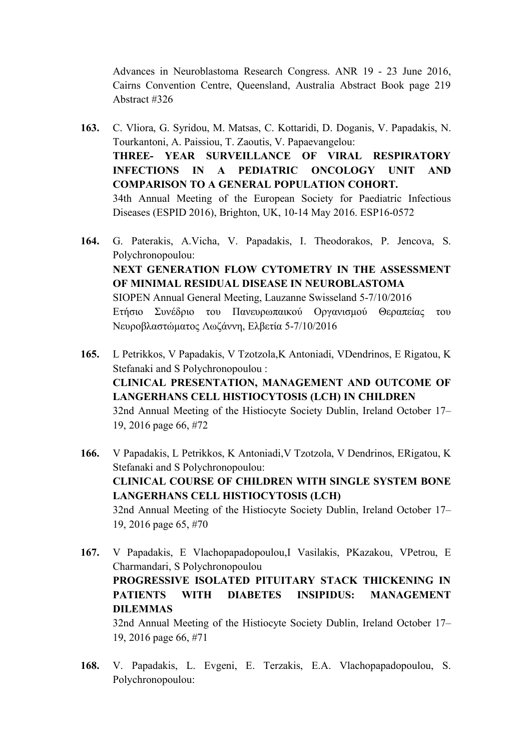Advances in Neuroblastoma Research Congress. ANR 19 - 23 June 2016, Cairns Convention Centre, Queensland, Australia Abstract Book page 219 Abstract #326

**163.** C. Vliora, G. Syridou, M. Matsas, C. Kottaridi, D. Doganis, V. Papadakis, N. Tourkantoni, A. Paissiou, T. Zaoutis, V. Papaevangelou:
**THREE- YEAR SURVEILLANCE OF VIRAL RESPIRATORY INFECTIONS IN A PEDIATRIC ONCOLOGY UNIT AND COMPARISON TO A GENERAL POPULATION COHORT.**
34th Annual Meeting of the European Society for Paediatric Infectious Diseases (ESPID 2016), Brighton, UK, 10-14 May 2016. ESP16-0572

**164.** G. Paterakis, A.Vicha, V. Papadakis, I. Theodorakos, P. Jencova, S. Polychronopoulou:
**NEXT GENERATION FLOW CYTOMETRY IN THE ASSESSMENT OF MINIMAL RESIDUAL DISEASE IN NEUROBLASTOMA**
SIOPEN Annual General Meeting, Lauzanne Swisseland 5-7/10/2016
Ετήσιο Συνέδριο του Πανευρωπαικού Οργανισμού Θεραπείας του Νευροβλαστώματος Λωζάννη, Ελβετία 5-7/10/2016

**165.** L Petrikkos, V Papadakis, V Tzotzola,K Antoniadi, VDendrinos, E Rigatou, K Stefanaki and S Polychronopoulou :
**CLINICAL PRESENTATION, MANAGEMENT AND OUTCOME OF LANGERHANS CELL HISTIOCYTOSIS (LCH) IN CHILDREN**
32nd Annual Meeting of the Histiocyte Society Dublin, Ireland October 17–19, 2016 page 66, #72

**166.** V Papadakis, L Petrikkos, K Antoniadi,V Tzotzola, V Dendrinos, ERigatou, K Stefanaki and S Polychronopoulou:
**CLINICAL COURSE OF CHILDREN WITH SINGLE SYSTEM BONE LANGERHANS CELL HISTIOCYTOSIS (LCH)**
32nd Annual Meeting of the Histiocyte Society Dublin, Ireland October 17–19, 2016 page 65, #70

**167.** V Papadakis, E Vlachopapadopoulou,I Vasilakis, PKazakou, VPetrou, E Charmandari, S Polychronopoulou
**PROGRESSIVE ISOLATED PITUITARY STACK THICKENING IN PATIENTS WITH DIABETES INSIPIDUS: MANAGEMENT DILEMMAS**
32nd Annual Meeting of the Histiocyte Society Dublin, Ireland October 17–19, 2016 page 66, #71

**168.** V. Papadakis, L. Evgeni, E. Terzakis, E.A. Vlachopapadopoulou, S. Polychronopoulou: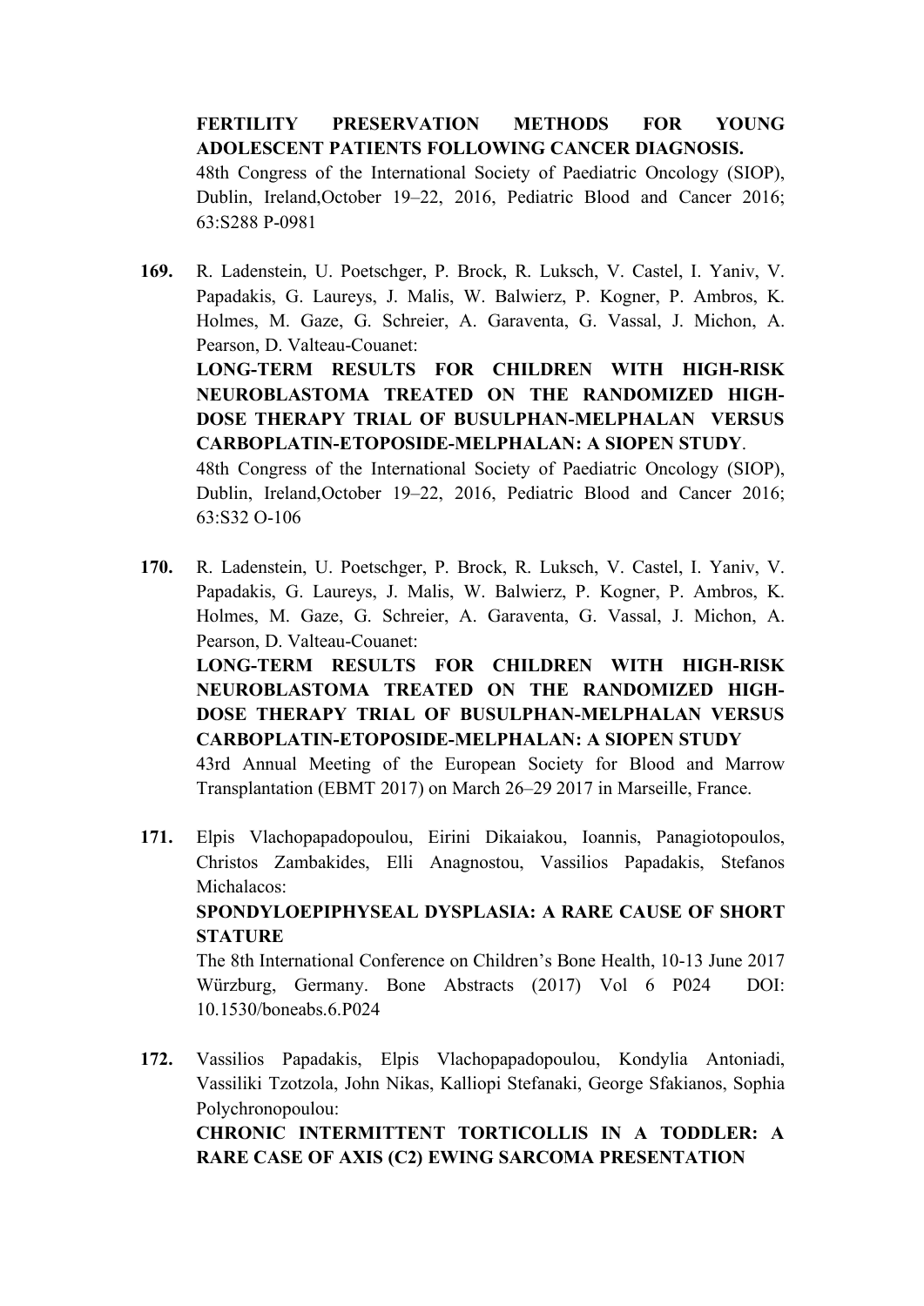**FERTILITY PRESERVATION METHODS FOR YOUNG ADOLESCENT PATIENTS FOLLOWING CANCER DIAGNOSIS.**
48th Congress of the International Society of Paediatric Oncology (SIOP), Dublin, Ireland,October 19–22, 2016, Pediatric Blood and Cancer 2016; 63:S288 P-0981

**169.** R. Ladenstein, U. Poetschger, P. Brock, R. Luksch, V. Castel, I. Yaniv, V. Papadakis, G. Laureys, J. Malis, W. Balwierz, P. Kogner, P. Ambros, K. Holmes, M. Gaze, G. Schreier, A. Garaventa, G. Vassal, J. Michon, A. Pearson, D. Valteau-Couanet:
**LONG-TERM RESULTS FOR CHILDREN WITH HIGH-RISK NEUROBLASTOMA TREATED ON THE RANDOMIZED HIGH-DOSE THERAPY TRIAL OF BUSULPHAN-MELPHALAN VERSUS CARBOPLATIN-ETOPOSIDE-MELPHALAN: A SIOPEN STUDY**.
48th Congress of the International Society of Paediatric Oncology (SIOP), Dublin, Ireland,October 19–22, 2016, Pediatric Blood and Cancer 2016; 63:S32 O-106

**170.** R. Ladenstein, U. Poetschger, P. Brock, R. Luksch, V. Castel, I. Yaniv, V. Papadakis, G. Laureys, J. Malis, W. Balwierz, P. Kogner, P. Ambros, K. Holmes, M. Gaze, G. Schreier, A. Garaventa, G. Vassal, J. Michon, A. Pearson, D. Valteau-Couanet:
**LONG-TERM RESULTS FOR CHILDREN WITH HIGH-RISK NEUROBLASTOMA TREATED ON THE RANDOMIZED HIGH-DOSE THERAPY TRIAL OF BUSULPHAN-MELPHALAN VERSUS CARBOPLATIN-ETOPOSIDE-MELPHALAN: A SIOPEN STUDY**
43rd Annual Meeting of the European Society for Blood and Marrow Transplantation (EBMT 2017) on March 26–29 2017 in Marseille, France.

**171.** Elpis Vlachopapadopoulou, Eirini Dikaiakou, Ioannis, Panagiotopoulos, Christos Zambakides, Elli Anagnostou, Vassilios Papadakis, Stefanos Michalacos:
**SPONDYLOEPIPHYSEAL DYSPLASIA: A RARE CAUSE OF SHORT STATURE**
The 8th International Conference on Children's Bone Health, 10-13 June 2017 Würzburg, Germany. Bone Abstracts (2017) Vol 6 P024 DOI: 10.1530/boneabs.6.P024

**172.** Vassilios Papadakis, Elpis Vlachopapadopoulou, Kondylia Antoniadi, Vassiliki Tzotzola, John Nikas, Kalliopi Stefanaki, George Sfakianos, Sophia Polychronopoulou:
**CHRONIC INTERMITTENT TORTICOLLIS IN A TODDLER: A RARE CASE OF AXIS (C2) EWING SARCOMA PRESENTATION**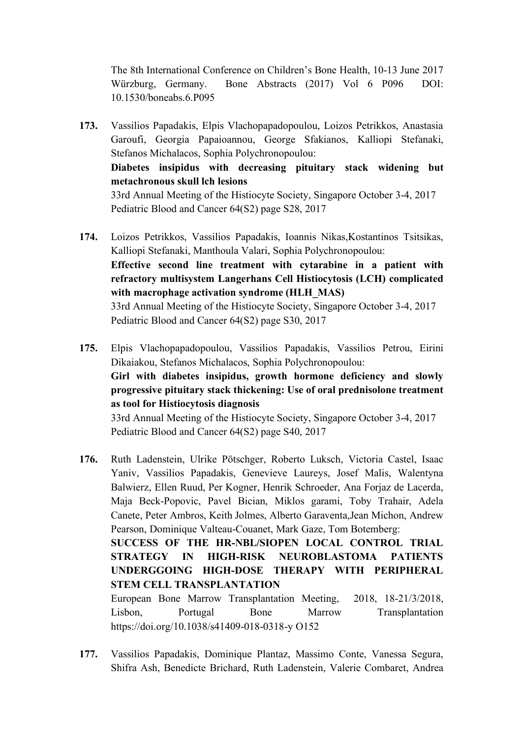The 8th International Conference on Children's Bone Health, 10-13 June 2017 Würzburg, Germany. Bone Abstracts (2017) Vol 6 P096 DOI: 10.1530/boneabs.6.P095

**173.** Vassilios Papadakis, Elpis Vlachopapadopoulou, Loizos Petrikkos, Anastasia Garoufi, Georgia Papaioannou, George Sfakianos, Kalliopi Stefanaki, Stefanos Michalacos, Sophia Polychronopoulou:
**Diabetes insipidus with decreasing pituitary stack widening but metachronous skull lch lesions**
33rd Annual Meeting of the Histiocyte Society, Singapore October 3-4, 2017
Pediatric Blood and Cancer 64(S2) page S28, 2017

**174.** Loizos Petrikkos, Vassilios Papadakis, Ioannis Nikas,Kostantinos Tsitsikas, Kalliopi Stefanaki, Manthoula Valari, Sophia Polychronopoulou:
**Effective second line treatment with cytarabine in a patient with refractory multisystem Langerhans Cell Histiocytosis (LCH) complicated with macrophage activation syndrome (HLH_MAS)**
33rd Annual Meeting of the Histiocyte Society, Singapore October 3-4, 2017
Pediatric Blood and Cancer 64(S2) page S30, 2017

**175.** Elpis Vlachopapadopoulou, Vassilios Papadakis, Vassilios Petrou, Eirini Dikaiakou, Stefanos Michalacos, Sophia Polychronopoulou:
**Girl with diabetes insipidus, growth hormone deficiency and slowly progressive pituitary stack thickening: Use of oral prednisolone treatment as tool for Histiocytosis diagnosis**
33rd Annual Meeting of the Histiocyte Society, Singapore October 3-4, 2017
Pediatric Blood and Cancer 64(S2) page S40, 2017

**176.** Ruth Ladenstein, Ulrike Pötschger, Roberto Luksch, Victoria Castel, Isaac Yaniv, Vassilios Papadakis, Genevieve Laureys, Josef Malis, Walentyna Balwierz, Ellen Ruud, Per Kogner, Henrik Schroeder, Ana Forjaz de Lacerda, Maja Beck-Popovic, Pavel Bician, Miklos garami, Toby Trahair, Adela Canete, Peter Ambros, Keith Jolmes, Alberto Garaventa,Jean Michon, Andrew Pearson, Dominique Valteau-Couanet, Mark Gaze, Tom Botemberg:
**SUCCESS OF THE HR-NBL/SIOPEN LOCAL CONTROL TRIAL STRATEGY IN HIGH-RISK NEUROBLASTOMA PATIENTS UNDERGGOING HIGH-DOSE THERAPY WITH PERIPHERAL STEM CELL TRANSPLANTATION**
European Bone Marrow Transplantation Meeting, 2018, 18-21/3/2018, Lisbon, Portugal Bone Marrow Transplantation https://doi.org/10.1038/s41409-018-0318-y O152

**177.** Vassilios Papadakis, Dominique Plantaz, Massimo Conte, Vanessa Segura, Shifra Ash, Benedicte Brichard, Ruth Ladenstein, Valerie Combaret, Andrea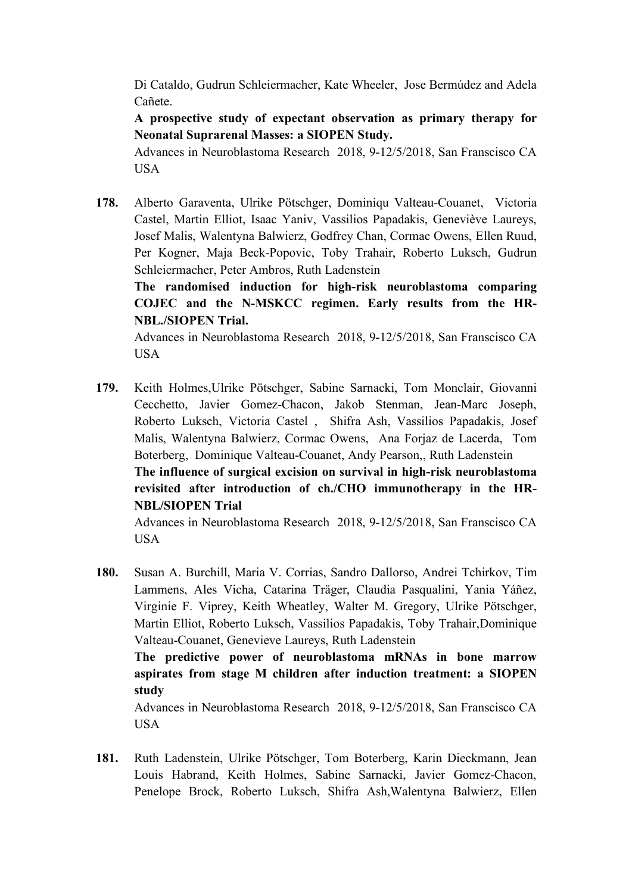Di Cataldo, Gudrun Schleiermacher, Kate Wheeler, Jose Bermúdez and Adela Cañete.
**A prospective study of expectant observation as primary therapy for Neonatal Suprarenal Masses: a SIOPEN Study.**
Advances in Neuroblastoma Research 2018, 9-12/5/2018, San Franscisco CA USA

**178.** Alberto Garaventa, Ulrike Pötschger, Dominiqu Valteau-Couanet, Victoria Castel, Martin Elliot, Isaac Yaniv, Vassilios Papadakis, Geneviève Laureys, Josef Malis, Walentyna Balwierz, Godfrey Chan, Cormac Owens, Ellen Ruud, Per Kogner, Maja Beck-Popovic, Toby Trahair, Roberto Luksch, Gudrun Schleiermacher, Peter Ambros, Ruth Ladenstein
**The randomised induction for high-risk neuroblastoma comparing COJEC and the N-MSKCC regimen. Early results from the HR-NBL./SIOPEN Trial.**
Advances in Neuroblastoma Research 2018, 9-12/5/2018, San Franscisco CA USA

**179.** Keith Holmes,Ulrike Pötschger, Sabine Sarnacki, Tom Monclair, Giovanni Cecchetto, Javier Gomez-Chacon, Jakob Stenman, Jean-Marc Joseph, Roberto Luksch, Victoria Castel , Shifra Ash, Vassilios Papadakis, Josef Malis, Walentyna Balwierz, Cormac Owens, Ana Forjaz de Lacerda, Tom Boterberg, Dominique Valteau-Couanet, Andy Pearson,, Ruth Ladenstein
**The influence of surgical excision on survival in high-risk neuroblastoma revisited after introduction of ch./CHO immunotherapy in the HR-NBL/SIOPEN Trial**
Advances in Neuroblastoma Research 2018, 9-12/5/2018, San Franscisco CA USA

**180.** Susan A. Burchill, Maria V. Corrias, Sandro Dallorso, Andrei Tchirkov, Tim Lammens, Ales Vicha, Catarina Träger, Claudia Pasqualini, Yania Yáñez, Virginie F. Viprey, Keith Wheatley, Walter M. Gregory, Ulrike Pötschger, Martin Elliot, Roberto Luksch, Vassilios Papadakis, Toby Trahair,Dominique Valteau-Couanet, Genevieve Laureys, Ruth Ladenstein
**The predictive power of neuroblastoma mRNAs in bone marrow aspirates from stage M children after induction treatment: a SIOPEN study**
Advances in Neuroblastoma Research 2018, 9-12/5/2018, San Franscisco CA USA

**181.** Ruth Ladenstein, Ulrike Pötschger, Tom Boterberg, Karin Dieckmann, Jean Louis Habrand, Keith Holmes, Sabine Sarnacki, Javier Gomez-Chacon, Penelope Brock, Roberto Luksch, Shifra Ash,Walentyna Balwierz, Ellen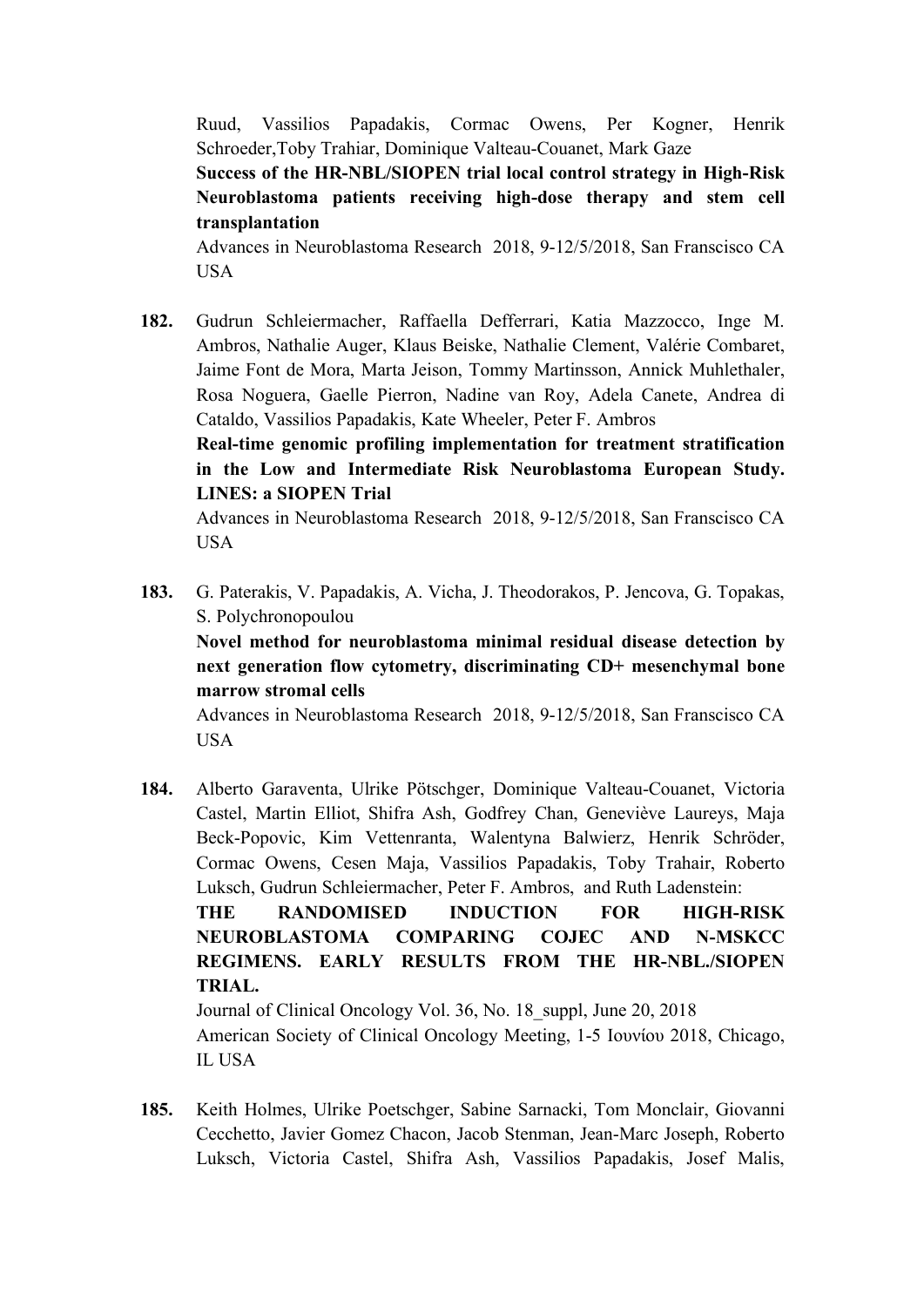Ruud, Vassilios Papadakis, Cormac Owens, Per Kogner, Henrik Schroeder,Toby Trahiar, Dominique Valteau-Couanet, Mark Gaze

**Success of the HR-NBL/SIOPEN trial local control strategy in High-Risk Neuroblastoma patients receiving high-dose therapy and stem cell transplantation**

Advances in Neuroblastoma Research 2018, 9-12/5/2018, San Franscisco CA USA

**182.** Gudrun Schleiermacher, Raffaella Defferrari, Katia Mazzocco, Inge M. Ambros, Nathalie Auger, Klaus Beiske, Nathalie Clement, Valérie Combaret, Jaime Font de Mora, Marta Jeison, Tommy Martinsson, Annick Muhlethaler, Rosa Noguera, Gaelle Pierron, Nadine van Roy, Adela Canete, Andrea di Cataldo, Vassilios Papadakis, Kate Wheeler, Peter F. Ambros

**Real-time genomic profiling implementation for treatment stratification in the Low and Intermediate Risk Neuroblastoma European Study. LINES: a SIOPEN Trial**

Advances in Neuroblastoma Research 2018, 9-12/5/2018, San Franscisco CA USA

**183.** G. Paterakis, V. Papadakis, A. Vicha, J. Theodorakos, P. Jencova, G. Topakas, S. Polychronopoulou

**Novel method for neuroblastoma minimal residual disease detection by next generation flow cytometry, discriminating CD+ mesenchymal bone marrow stromal cells**

Advances in Neuroblastoma Research 2018, 9-12/5/2018, San Franscisco CA USA

**184.** Alberto Garaventa, Ulrike Pötschger, Dominique Valteau-Couanet, Victoria Castel, Martin Elliot, Shifra Ash, Godfrey Chan, Geneviève Laureys, Maja Beck-Popovic, Kim Vettenranta, Walentyna Balwierz, Henrik Schröder, Cormac Owens, Cesen Maja, Vassilios Papadakis, Toby Trahair, Roberto Luksch, Gudrun Schleiermacher, Peter F. Ambros, and Ruth Ladenstein:

**THE RANDOMISED INDUCTION FOR HIGH-RISK NEUROBLASTOMA COMPARING COJEC AND N-MSKCC REGIMENS. EARLY RESULTS FROM THE HR-NBL./SIOPEN TRIAL.**

Journal of Clinical Oncology Vol. 36, No. 18_suppl, June 20, 2018

American Society of Clinical Oncology Meeting, 1-5 Ιουνίου 2018, Chicago, IL USA

**185.** Keith Holmes, Ulrike Poetschger, Sabine Sarnacki, Tom Monclair, Giovanni Cecchetto, Javier Gomez Chacon, Jacob Stenman, Jean-Marc Joseph, Roberto Luksch, Victoria Castel, Shifra Ash, Vassilios Papadakis, Josef Malis,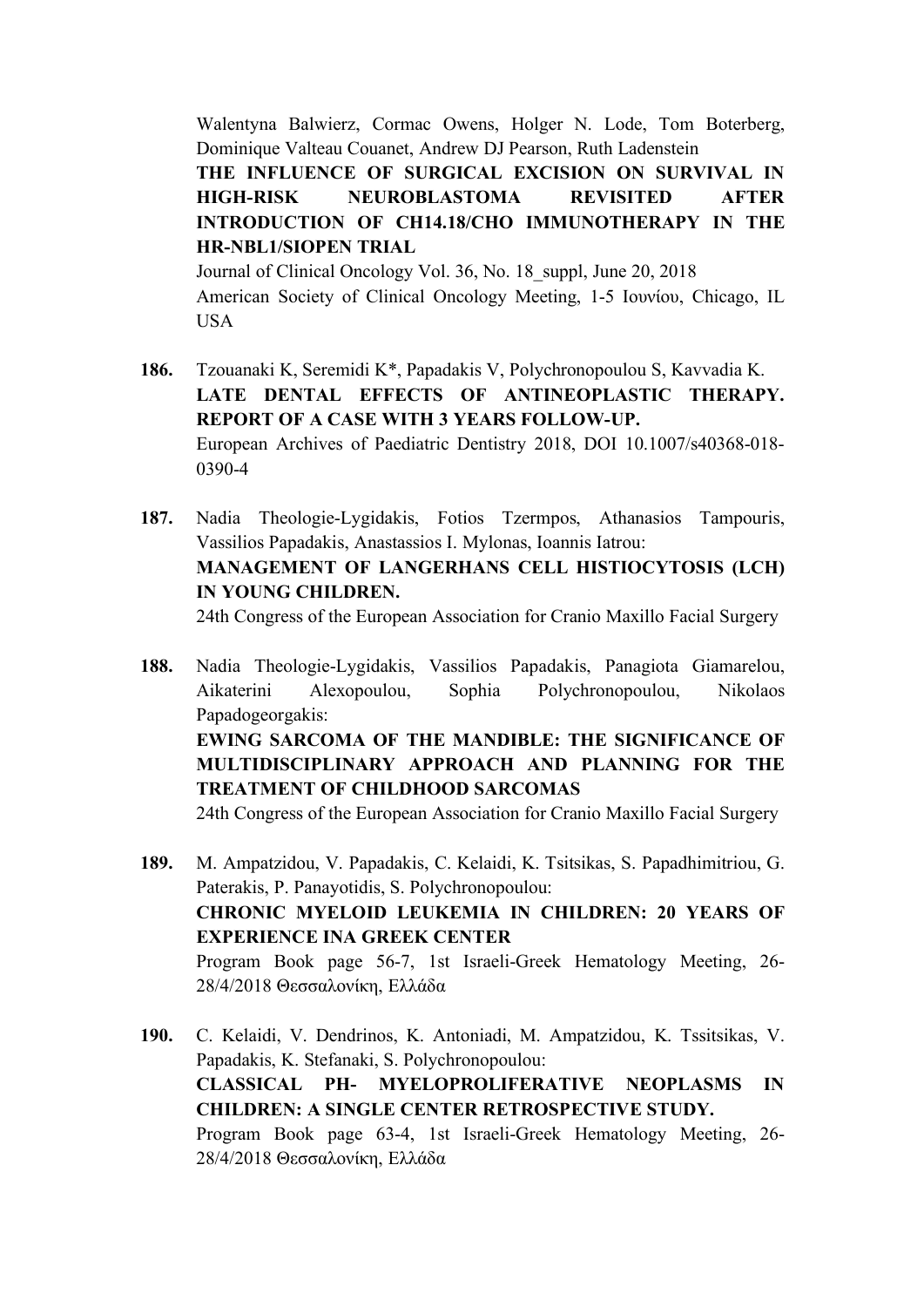Walentyna Balwierz, Cormac Owens, Holger N. Lode, Tom Boterberg, Dominique Valteau Couanet, Andrew DJ Pearson, Ruth Ladenstein
**THE INFLUENCE OF SURGICAL EXCISION ON SURVIVAL IN HIGH-RISK NEUROBLASTOMA REVISITED AFTER INTRODUCTION OF CH14.18/CHO IMMUNOTHERAPY IN THE HR-NBL1/SIOPEN TRIAL**
Journal of Clinical Oncology Vol. 36, No. 18_suppl, June 20, 2018
American Society of Clinical Oncology Meeting, 1-5 Ιουνίου, Chicago, IL USA

**186.** Tzouanaki K, Seremidi K*, Papadakis V, Polychronopoulou S, Kavvadia K.
**LATE DENTAL EFFECTS OF ANTINEOPLASTIC THERAPY. REPORT OF A CASE WITH 3 YEARS FOLLOW-UP.**
European Archives of Paediatric Dentistry 2018, DOI 10.1007/s40368-018-0390-4

**187.** Nadia Theologie-Lygidakis, Fotios Tzermpos, Athanasios Tampouris, Vassilios Papadakis, Anastassios I. Mylonas, Ioannis Iatrou:
**MANAGEMENT OF LANGERHANS CELL HISTIOCYTOSIS (LCH) IN YOUNG CHILDREN.**
24th Congress of the European Association for Cranio Maxillo Facial Surgery

**188.** Nadia Theologie-Lygidakis, Vassilios Papadakis, Panagiota Giamarelou, Aikaterini Alexopoulou, Sophia Polychronopoulou, Nikolaos Papadogeorgakis:
**EWING SARCOMA OF THE MANDIBLE: THE SIGNIFICANCE OF MULTIDISCIPLINARY APPROACH AND PLANNING FOR THE TREATMENT OF CHILDHOOD SARCOMAS**
24th Congress of the European Association for Cranio Maxillo Facial Surgery

**189.** M. Ampatzidou, V. Papadakis, C. Kelaidi, K. Tsitsikas, S. Papadhimitriou, G. Paterakis, P. Panayotidis, S. Polychronopoulou:
**CHRONIC MYELOID LEUKEMIA IN CHILDREN: 20 YEARS OF EXPERIENCE INA GREEK CENTER**
Program Book page 56-7, 1st Israeli-Greek Hematology Meeting, 26-28/4/2018 Θεσσαλονίκη, Ελλάδα

**190.** C. Kelaidi, V. Dendrinos, K. Antoniadi, M. Ampatzidou, K. Tssitsikas, V. Papadakis, K. Stefanaki, S. Polychronopoulou:
**CLASSICAL PH- MYELOPROLIFERATIVE NEOPLASMS IN CHILDREN: A SINGLE CENTER RETROSPECTIVE STUDY.**
Program Book page 63-4, 1st Israeli-Greek Hematology Meeting, 26-28/4/2018 Θεσσαλονίκη, Ελλάδα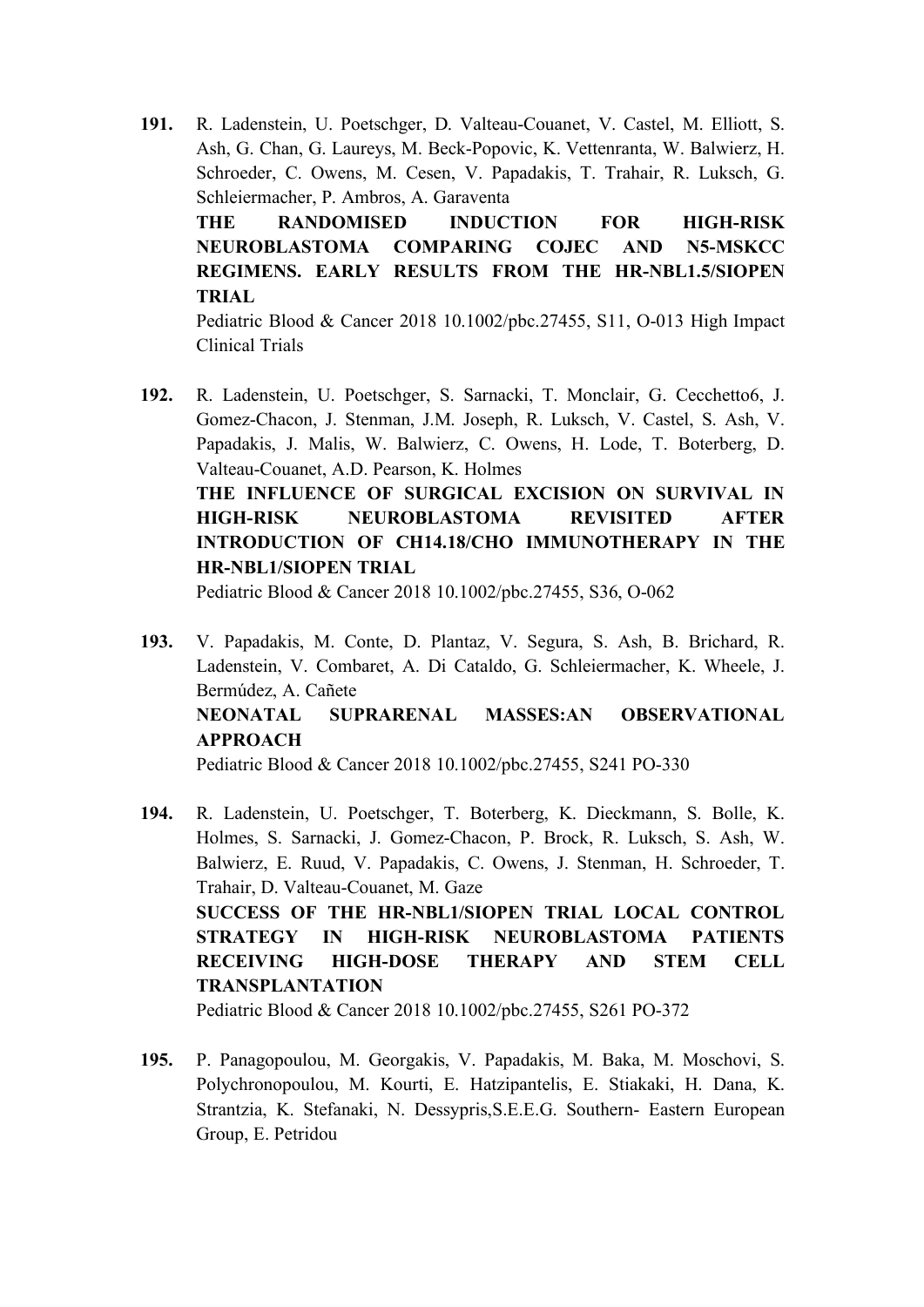**191.** R. Ladenstein, U. Poetschger, D. Valteau-Couanet, V. Castel, M. Elliott, S. Ash, G. Chan, G. Laureys, M. Beck-Popovic, K. Vettenranta, W. Balwierz, H. Schroeder, C. Owens, M. Cesen, V. Papadakis, T. Trahair, R. Luksch, G. Schleiermacher, P. Ambros, A. Garaventa
**THE RANDOMISED INDUCTION FOR HIGH-RISK NEUROBLASTOMA COMPARING COJEC AND N5-MSKCC REGIMENS. EARLY RESULTS FROM THE HR-NBL1.5/SIOPEN TRIAL**
Pediatric Blood & Cancer 2018 10.1002/pbc.27455, S11, O-013 High Impact Clinical Trials

**192.** R. Ladenstein, U. Poetschger, S. Sarnacki, T. Monclair, G. Cecchetto6, J. Gomez-Chacon, J. Stenman, J.M. Joseph, R. Luksch, V. Castel, S. Ash, V. Papadakis, J. Malis, W. Balwierz, C. Owens, H. Lode, T. Boterberg, D. Valteau-Couanet, A.D. Pearson, K. Holmes
**THE INFLUENCE OF SURGICAL EXCISION ON SURVIVAL IN HIGH-RISK NEUROBLASTOMA REVISITED AFTER INTRODUCTION OF CH14.18/CHO IMMUNOTHERAPY IN THE HR-NBL1/SIOPEN TRIAL**
Pediatric Blood & Cancer 2018 10.1002/pbc.27455, S36, O-062

**193.** V. Papadakis, M. Conte, D. Plantaz, V. Segura, S. Ash, B. Brichard, R. Ladenstein, V. Combaret, A. Di Cataldo, G. Schleiermacher, K. Wheele, J. Bermúdez, A. Cañete
**NEONATAL SUPRARENAL MASSES:AN OBSERVATIONAL APPROACH**
Pediatric Blood & Cancer 2018 10.1002/pbc.27455, S241 PO-330

**194.** R. Ladenstein, U. Poetschger, T. Boterberg, K. Dieckmann, S. Bolle, K. Holmes, S. Sarnacki, J. Gomez-Chacon, P. Brock, R. Luksch, S. Ash, W. Balwierz, E. Ruud, V. Papadakis, C. Owens, J. Stenman, H. Schroeder, T. Trahair, D. Valteau-Couanet, M. Gaze
**SUCCESS OF THE HR-NBL1/SIOPEN TRIAL LOCAL CONTROL STRATEGY IN HIGH-RISK NEUROBLASTOMA PATIENTS RECEIVING HIGH-DOSE THERAPY AND STEM CELL TRANSPLANTATION**
Pediatric Blood & Cancer 2018 10.1002/pbc.27455, S261 PO-372

**195.** P. Panagopoulou, M. Georgakis, V. Papadakis, M. Baka, M. Moschovi, S. Polychronopoulou, M. Kourti, E. Hatzipantelis, E. Stiakaki, H. Dana, K. Strantzia, K. Stefanaki, N. Dessypris,S.E.E.G. Southern- Eastern European Group, E. Petridou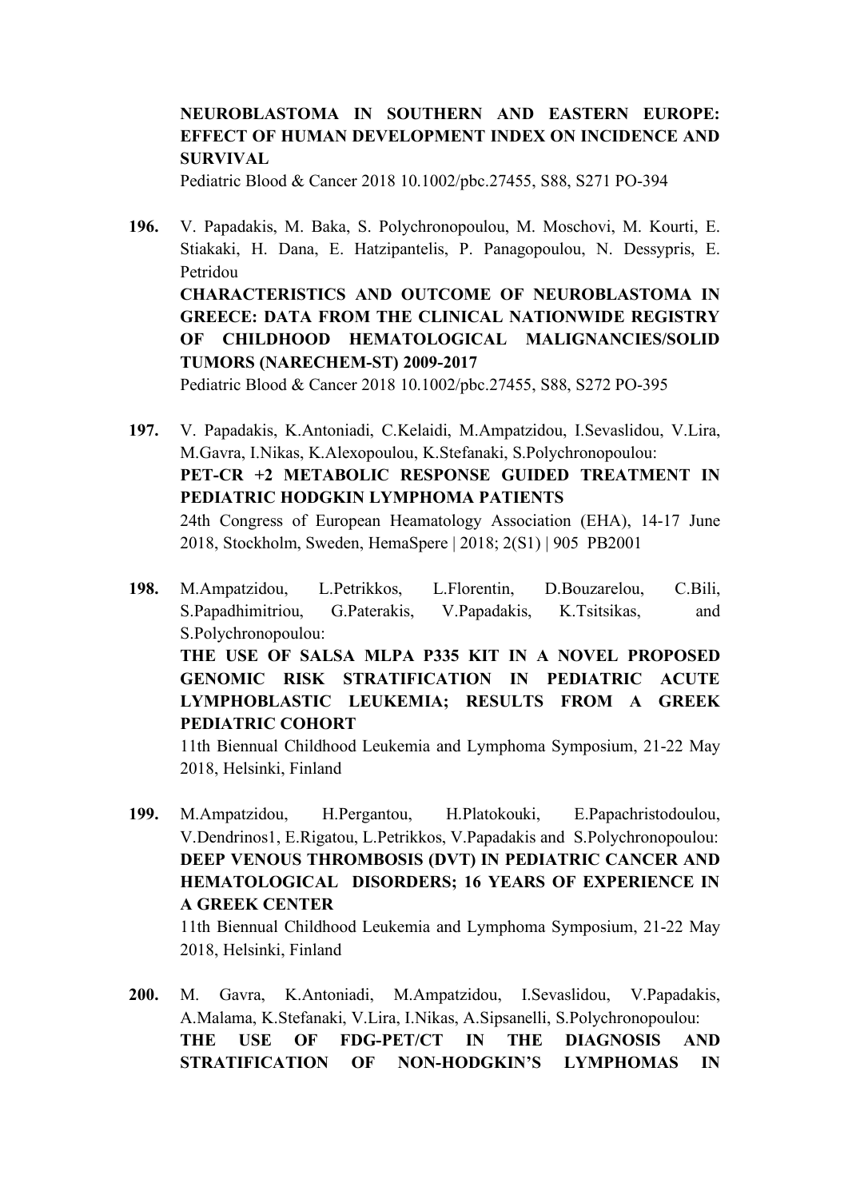**NEUROBLASTOMA IN SOUTHERN AND EASTERN EUROPE: EFFECT OF HUMAN DEVELOPMENT INDEX ON INCIDENCE AND SURVIVAL**
Pediatric Blood & Cancer 2018 10.1002/pbc.27455, S88, S271 PO-394

**196.** V. Papadakis, M. Baka, S. Polychronopoulou, M. Moschovi, M. Kourti, E. Stiakaki, H. Dana, E. Hatzipantelis, P. Panagopoulou, N. Dessypris, E. Petridou
**CHARACTERISTICS AND OUTCOME OF NEUROBLASTOMA IN GREECE: DATA FROM THE CLINICAL NATIONWIDE REGISTRY OF CHILDHOOD HEMATOLOGICAL MALIGNANCIES/SOLID TUMORS (NARECHEM-ST) 2009-2017**
Pediatric Blood & Cancer 2018 10.1002/pbc.27455, S88, S272 PO-395

**197.** V. Papadakis, K.Antoniadi, C.Kelaidi, M.Ampatzidou, I.Sevaslidou, V.Lira, M.Gavra, I.Nikas, K.Alexopoulou, K.Stefanaki, S.Polychronopoulou:
**PET-CR +2 METABOLIC RESPONSE GUIDED TREATMENT IN PEDIATRIC HODGKIN LYMPHOMA PATIENTS**
24th Congress of European Heamatology Association (EHA), 14-17 June 2018, Stockholm, Sweden, HemaSpere | 2018; 2(S1) | 905 PB2001

**198.** M.Ampatzidou, L.Petrikkos, L.Florentin, D.Bouzarelou, C.Bili, S.Papadhimitriou, G.Paterakis, V.Papadakis, K.Tsitsikas, and S.Polychronopoulou:
**THE USE OF SALSA MLPA P335 KIT IN A NOVEL PROPOSED GENOMIC RISK STRATIFICATION IN PEDIATRIC ACUTE LYMPHOBLASTIC LEUKEMIA; RESULTS FROM A GREEK PEDIATRIC COHORT**
11th Biennual Childhood Leukemia and Lymphoma Symposium, 21-22 May 2018, Helsinki, Finland

**199.** M.Ampatzidou, H.Pergantou, H.Platokouki, E.Papachristodoulou, V.Dendrinos1, E.Rigatou, L.Petrikkos, V.Papadakis and S.Polychronopoulou:
**DEEP VENOUS THROMBOSIS (DVT) IN PEDIATRIC CANCER AND HEMATOLOGICAL DISORDERS; 16 YEARS OF EXPERIENCE IN A GREEK CENTER**
11th Biennual Childhood Leukemia and Lymphoma Symposium, 21-22 May 2018, Helsinki, Finland

**200.** M. Gavra, K.Antoniadi, M.Ampatzidou, I.Sevaslidou, V.Papadakis, A.Malama, K.Stefanaki, V.Lira, I.Nikas, A.Sipsanelli, S.Polychronopoulou:
**THE USE OF FDG-PET/CT IN THE DIAGNOSIS AND STRATIFICATION OF NON-HODGKIN'S LYMPHOMAS IN**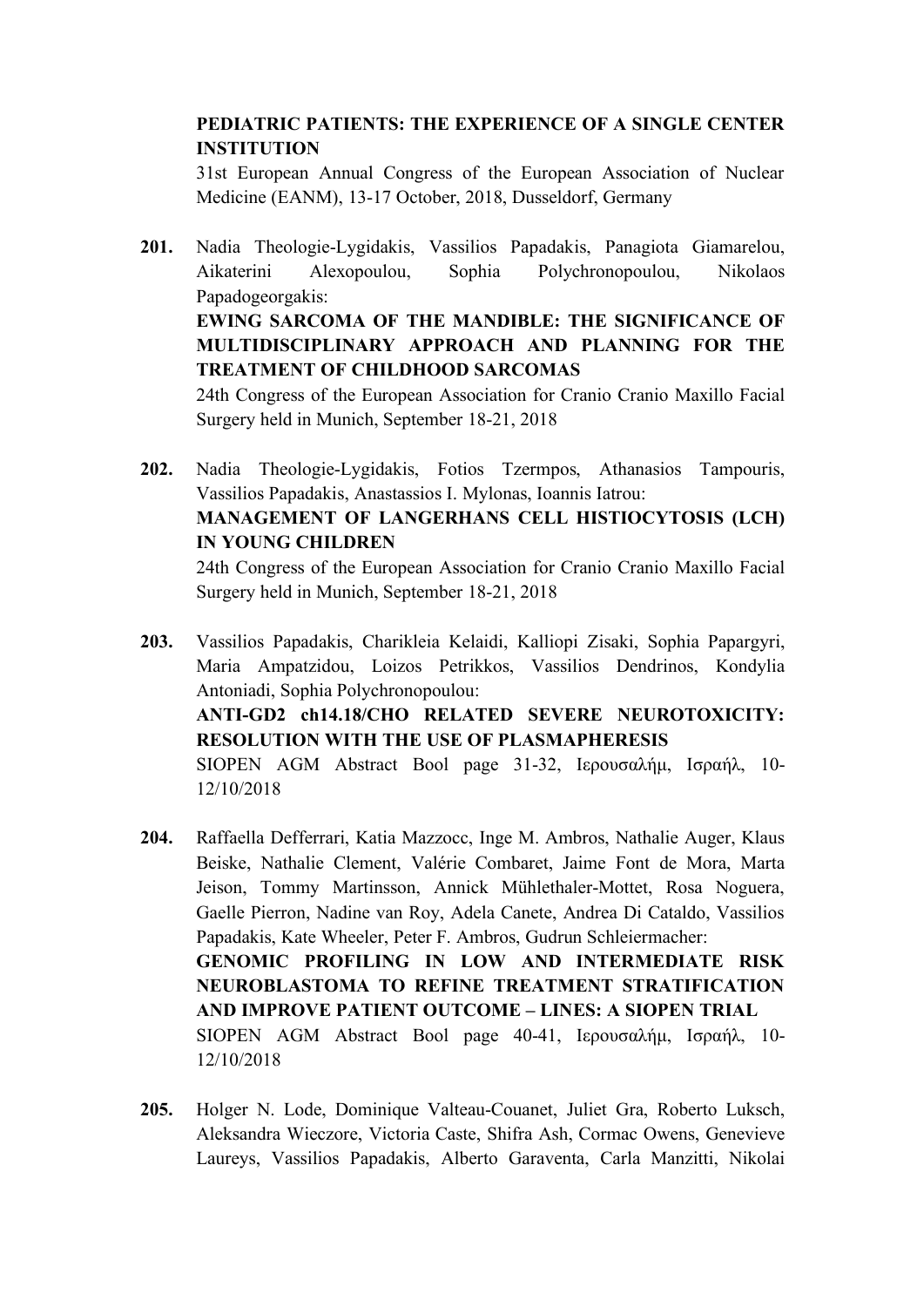**PEDIATRIC PATIENTS: THE EXPERIENCE OF A SINGLE CENTER INSTITUTION**
31st European Annual Congress of the European Association of Nuclear Medicine (EANM), 13-17 October, 2018, Dusseldorf, Germany

**201.** Nadia Theologie-Lygidakis, Vassilios Papadakis, Panagiota Giamarelou, Aikaterini Alexopoulou, Sophia Polychronopoulou, Nikolaos Papadogeorgakis:
**EWING SARCOMA OF THE MANDIBLE: THE SIGNIFICANCE OF MULTIDISCIPLINARY APPROACH AND PLANNING FOR THE TREATMENT OF CHILDHOOD SARCOMAS**
24th Congress of the European Association for Cranio Cranio Maxillo Facial Surgery held in Munich, September 18-21, 2018

**202.** Nadia Theologie-Lygidakis, Fotios Tzermpos, Athanasios Tampouris, Vassilios Papadakis, Anastassios I. Mylonas, Ioannis Iatrou:
**MANAGEMENT OF LANGERHANS CELL HISTIOCYTOSIS (LCH) IN YOUNG CHILDREN**
24th Congress of the European Association for Cranio Cranio Maxillo Facial Surgery held in Munich, September 18-21, 2018

**203.** Vassilios Papadakis, Charikleia Kelaidi, Kalliopi Zisaki, Sophia Papargyri, Maria Ampatzidou, Loizos Petrikkos, Vassilios Dendrinos, Kondylia Antoniadi, Sophia Polychronopoulou:
**ANTI-GD2 ch14.18/CHO RELATED SEVERE NEUROTOXICITY: RESOLUTION WITH THE USE OF PLASMAPHERESIS**
SIOPEN AGM Abstract Bool page 31-32, Ιερουσαλήμ, Ισραήλ, 10-12/10/2018

**204.** Raffaella Defferrari, Katia Mazzocc, Inge M. Ambros, Nathalie Auger, Klaus Beiske, Nathalie Clement, Valérie Combaret, Jaime Font de Mora, Marta Jeison, Tommy Martinsson, Annick Mühlethaler-Mottet, Rosa Noguera, Gaelle Pierron, Nadine van Roy, Adela Canete, Andrea Di Cataldo, Vassilios Papadakis, Kate Wheeler, Peter F. Ambros, Gudrun Schleiermacher:
**GENOMIC PROFILING IN LOW AND INTERMEDIATE RISK NEUROBLASTOMA TO REFINE TREATMENT STRATIFICATION AND IMPROVE PATIENT OUTCOME – LINES: A SIOPEN TRIAL**
SIOPEN AGM Abstract Bool page 40-41, Ιερουσαλήμ, Ισραήλ, 10-12/10/2018

**205.** Holger N. Lode, Dominique Valteau-Couanet, Juliet Gra, Roberto Luksch, Aleksandra Wieczore, Victoria Caste, Shifra Ash, Cormac Owens, Genevieve Laureys, Vassilios Papadakis, Alberto Garaventa, Carla Manzitti, Nikolai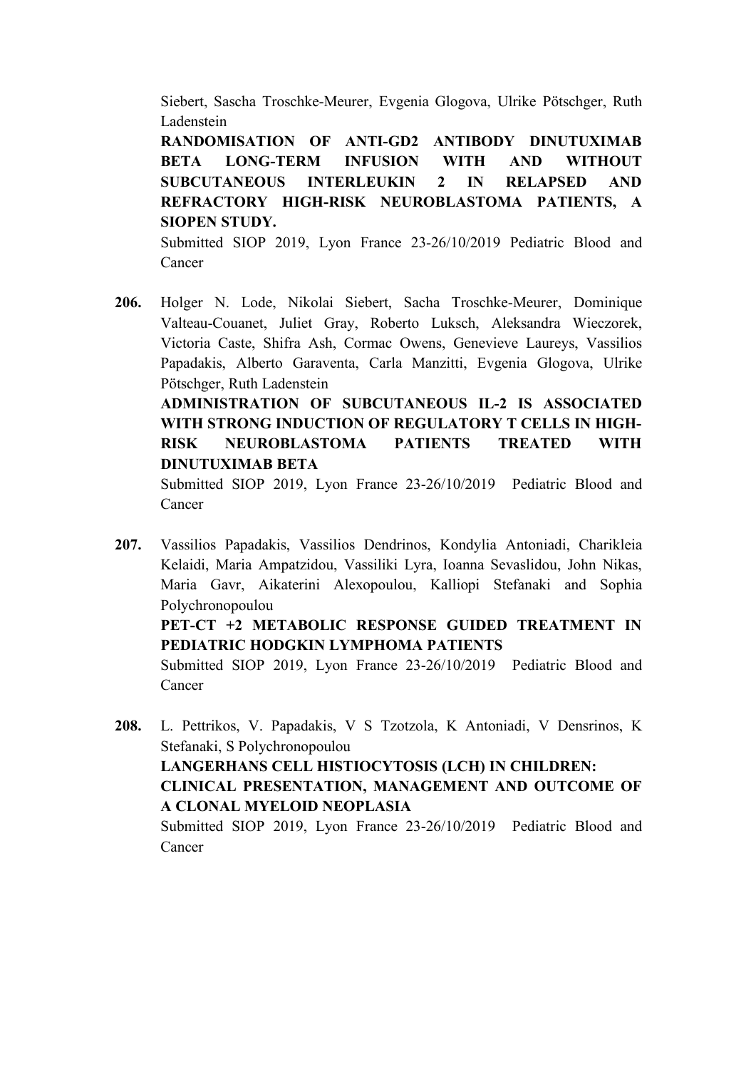Siebert, Sascha Troschke-Meurer, Evgenia Glogova, Ulrike Pötschger, Ruth Ladenstein

**RANDOMISATION OF ANTI-GD2 ANTIBODY DINUTUXIMAB BETA LONG-TERM INFUSION WITH AND WITHOUT SUBCUTANEOUS INTERLEUKIN 2 IN RELAPSED AND REFRACTORY HIGH-RISK NEUROBLASTOMA PATIENTS, A SIOPEN STUDY.**

Submitted SIOP 2019, Lyon France 23-26/10/2019 Pediatric Blood and Cancer

**206.** Holger N. Lode, Nikolai Siebert, Sacha Troschke-Meurer, Dominique Valteau-Couanet, Juliet Gray, Roberto Luksch, Aleksandra Wieczorek, Victoria Caste, Shifra Ash, Cormac Owens, Genevieve Laureys, Vassilios Papadakis, Alberto Garaventa, Carla Manzitti, Evgenia Glogova, Ulrike Pötschger, Ruth Ladenstein

**ADMINISTRATION OF SUBCUTANEOUS IL-2 IS ASSOCIATED WITH STRONG INDUCTION OF REGULATORY T CELLS IN HIGH-RISK NEUROBLASTOMA PATIENTS TREATED WITH DINUTUXIMAB BETA**

Submitted SIOP 2019, Lyon France 23-26/10/2019 Pediatric Blood and Cancer

**207.** Vassilios Papadakis, Vassilios Dendrinos, Kondylia Antoniadi, Charikleia Kelaidi, Maria Ampatzidou, Vassiliki Lyra, Ioanna Sevaslidou, John Nikas, Maria Gavr, Aikaterini Alexopoulou, Kalliopi Stefanaki and Sophia Polychronopoulou

**PET-CT +2 METABOLIC RESPONSE GUIDED TREATMENT IN PEDIATRIC HODGKIN LYMPHOMA PATIENTS**

Submitted SIOP 2019, Lyon France 23-26/10/2019 Pediatric Blood and Cancer

**208.** L. Pettrikos, V. Papadakis, V S Tzotzola, K Antoniadi, V Densrinos, K Stefanaki, S Polychronopoulou

**LANGERHANS CELL HISTIOCYTOSIS (LCH) IN CHILDREN: CLINICAL PRESENTATION, MANAGEMENT AND OUTCOME OF A CLONAL MYELOID NEOPLASIA**

Submitted SIOP 2019, Lyon France 23-26/10/2019 Pediatric Blood and Cancer